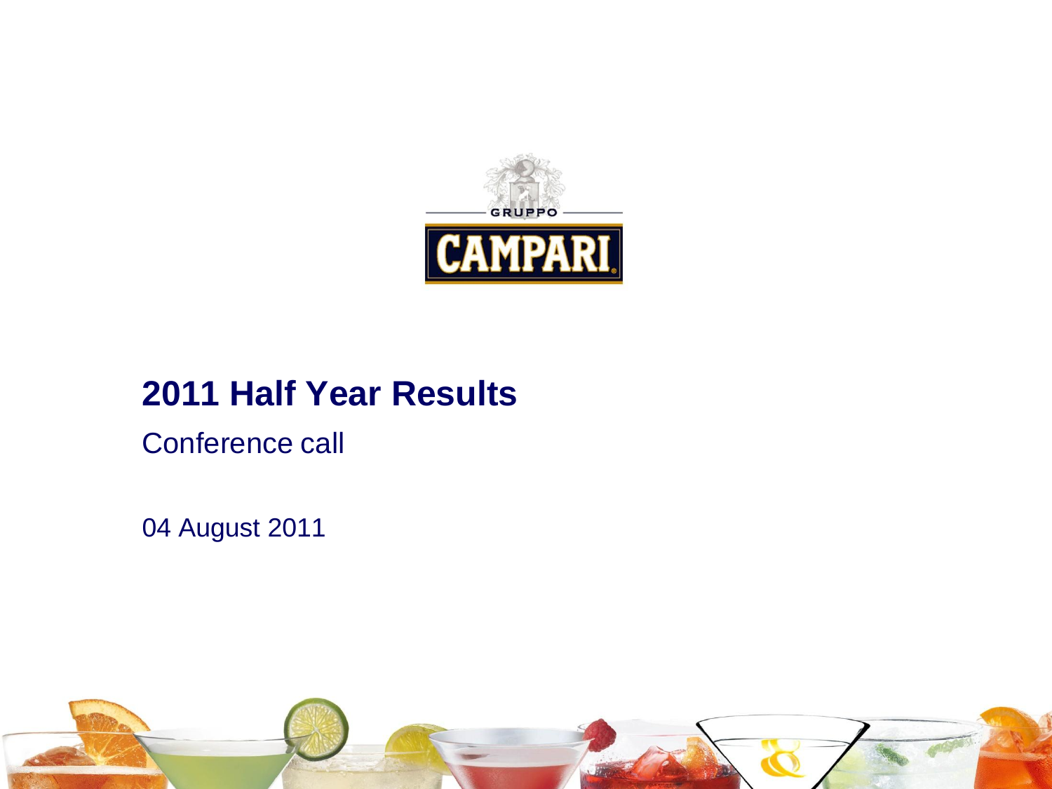GRUPPO CAMPARI

# 2011 Half Year Results

Conference call

04 August 2011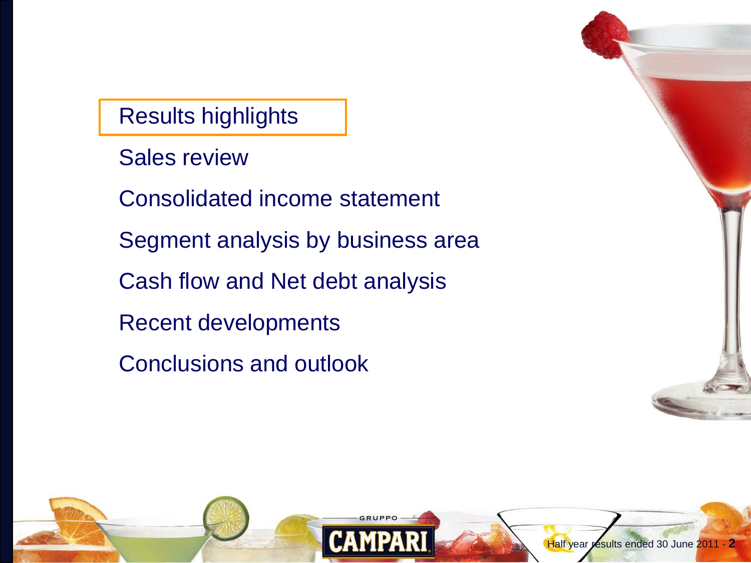- Results highlights
- Sales review
- Consolidated income statement
- Segment analysis by business area
- Cash flow and Net debt analysis
- Recent developments
- Conclusions and outlook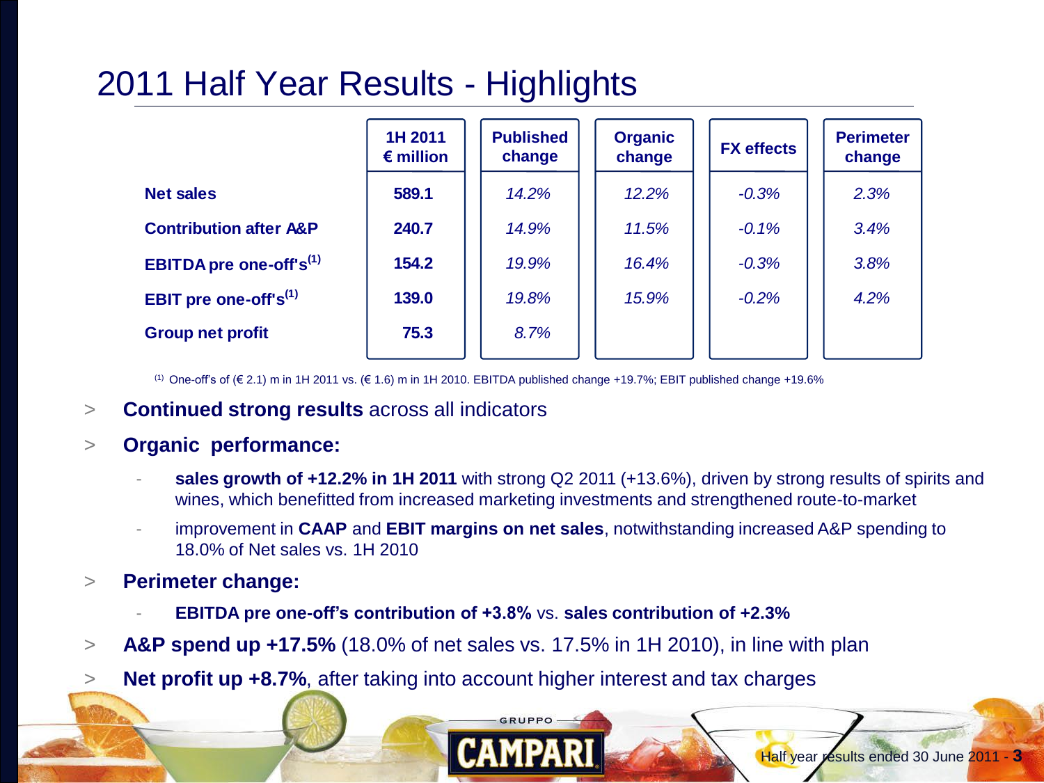# 2011 Half Year Results - Highlights

| | 1H 2011 € million | Published change | Organic change | FX effects | Perimeter change |
|---|---|---|---|---|---|
| **Net sales** | **589.1** | *14.2%* | *12.2%* | *-0.3%* | *2.3%* |
| **Contribution after A&P** | **240.7** | *14.9%* | *11.5%* | *-0.1%* | *3.4%* |
| **EBITDA pre one-off's[(1)]** | **154.2** | *19.9%* | *16.4%* | *-0.3%* | *3.8%* |
| **EBIT pre one-off's[(1)]** | **139.0** | *19.8%* | *15.9%* | *-0.2%* | *4.2%* |
| **Group net profit** | **75.3** | *8.7%* | | | |

[(1)] One-off's of (€ 2.1) m in 1H 2011 vs. (€ 1.6) m in 1H 2010. EBITDA published change +19.7%; EBIT published change +19.6%

- **Continued strong results** across all indicators
- **Organic performance:**
  - **sales growth of +12.2% in 1H 2011** with strong Q2 2011 (+13.6%), driven by strong results of spirits and wines, which benefitted from increased marketing investments and strengthened route-to-market
  - improvement in **CAAP** and **EBIT margins on net sales**, notwithstanding increased A&P spending to 18.0% of Net sales vs. 1H 2010
- **Perimeter change:**
  - **EBITDA pre one-off's contribution of +3.8%** vs. **sales contribution of +2.3%**
- **A&P spend up +17.5%** (18.0% of net sales vs. 17.5% in 1H 2010), in line with plan
- **Net profit up +8.7%**, after taking into account higher interest and tax charges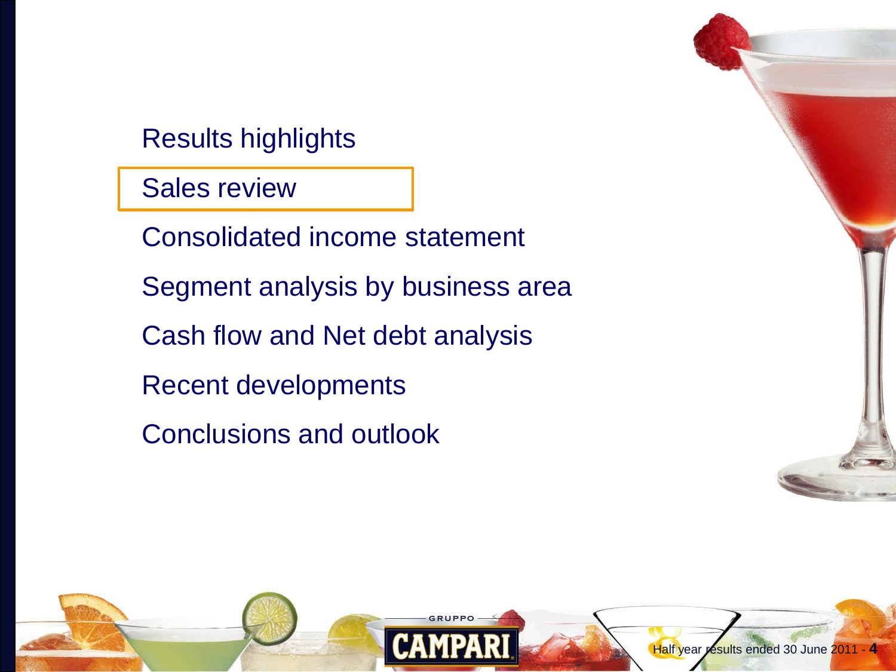- Results highlights
- **Sales review**
- Consolidated income statement
- Segment analysis by business area
- Cash flow and Net debt analysis
- Recent developments
- Conclusions and outlook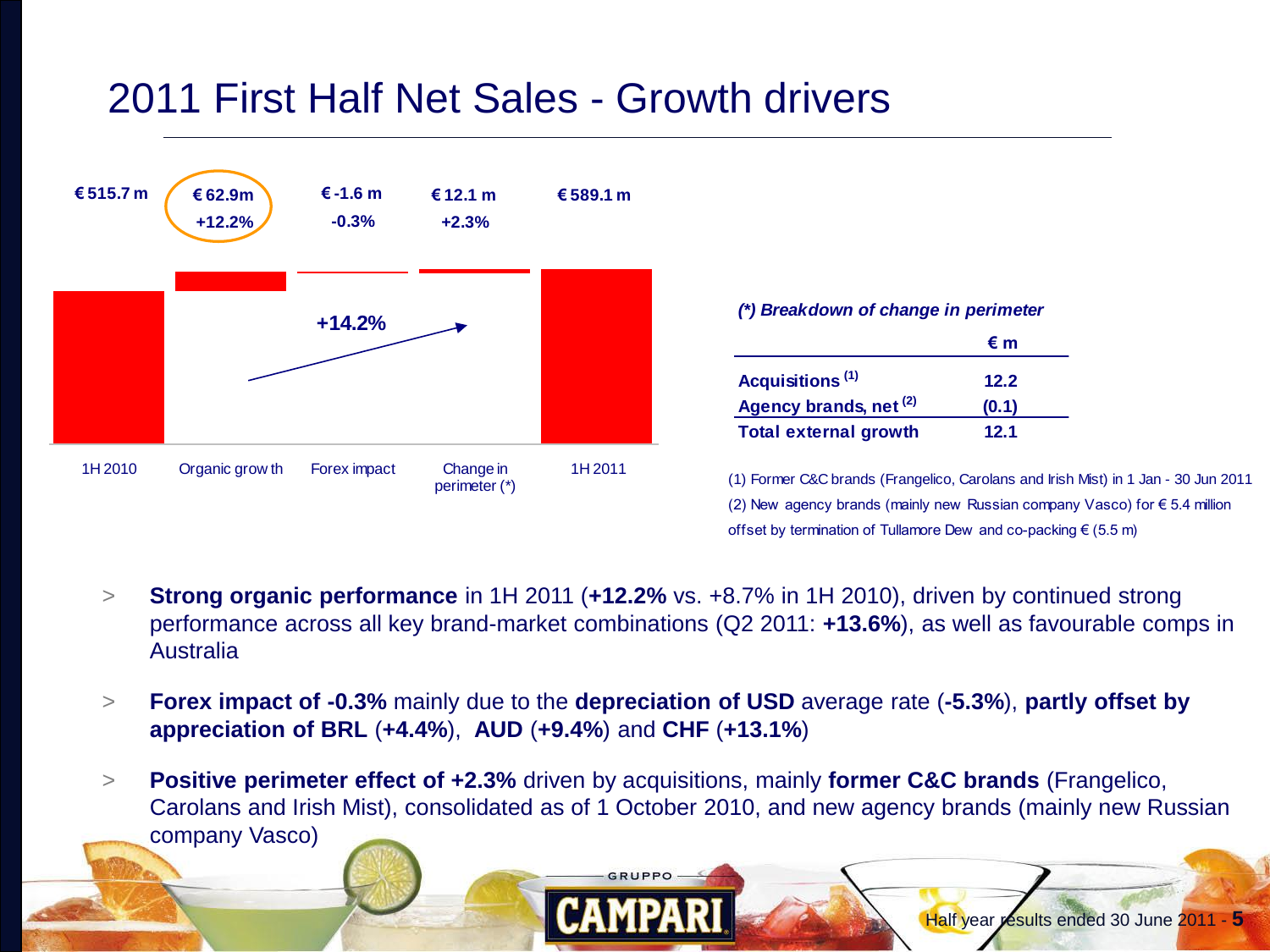# 2011 First Half Net Sales - Growth drivers

| | 1H 2010 | Organic growth | Forex impact | Change in perimeter (*) | 1H 2011 |
|---|---|---|---|---|---|
| € m | € 515.7 m | € 62.9m | € -1.6 m | € 12.1 m | € 589.1 m |
| % | | +12.2% | -0.3% | +2.3% | |

+14.2%

*(*) Breakdown of change in perimeter*

| | € m |
|---|---|
| **Acquisitions** [(1)] | **12.2** |
| **Agency brands, net** [(2)] | **(0.1)** |
| **Total external growth** | **12.1** |

(1) Former C&C brands (Frangelico, Carolans and Irish Mist) in 1 Jan - 30 Jun 2011
(2) New agency brands (mainly new Russian company Vasco) for € 5.4 million offset by termination of Tullamore Dew and co-packing € (5.5 m)

- **Strong organic performance** in 1H 2011 (**+12.2%** vs. +8.7% in 1H 2010), driven by continued strong performance across all key brand-market combinations (Q2 2011: **+13.6%**), as well as favourable comps in Australia
- **Forex impact of -0.3%** mainly due to the **depreciation of USD** average rate (**-5.3%**), **partly offset by appreciation of BRL** (**+4.4%**), **AUD** (**+9.4%**) and **CHF** (**+13.1%**)
- **Positive perimeter effect of +2.3%** driven by acquisitions, mainly **former C&C brands** (Frangelico, Carolans and Irish Mist), consolidated as of 1 October 2010, and new agency brands (mainly new Russian company Vasco)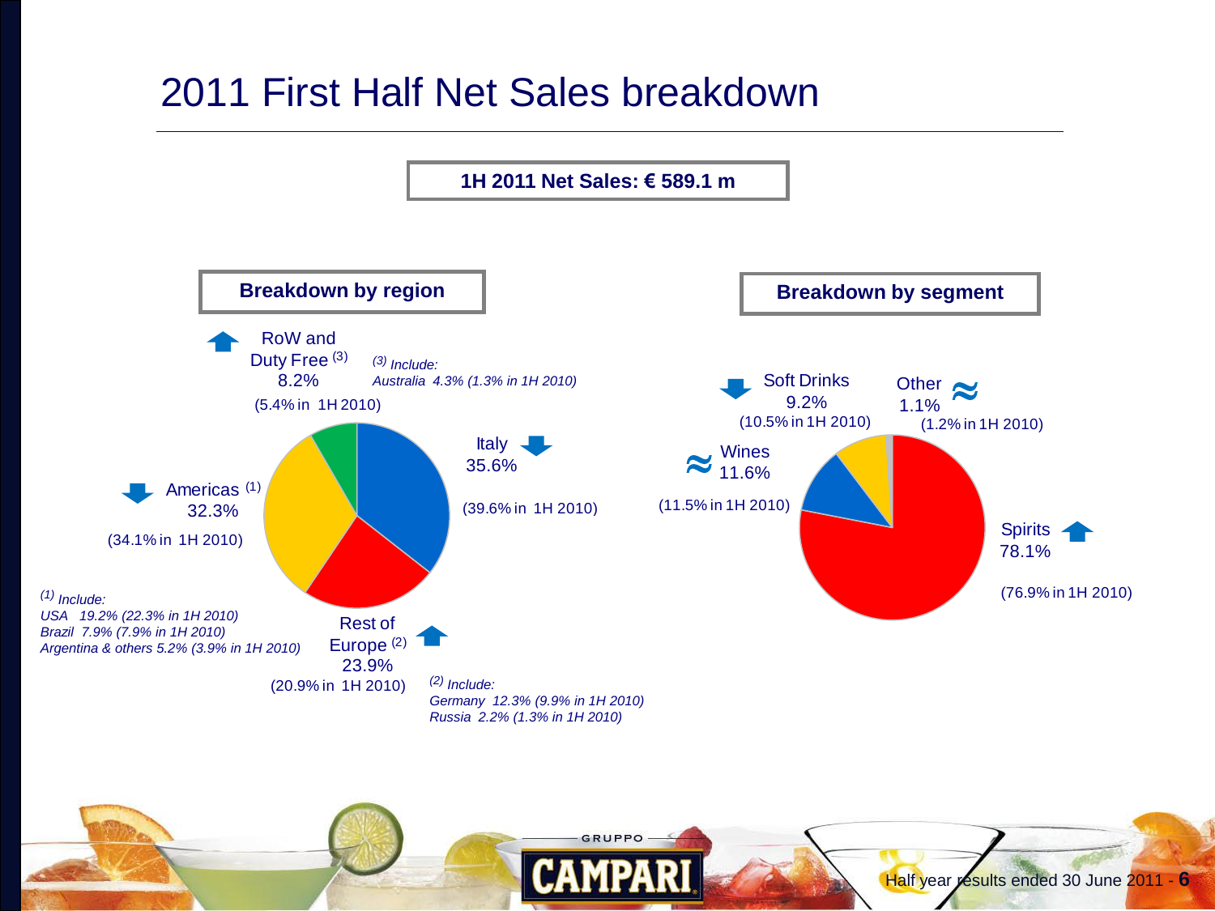# 2011 First Half Net Sales breakdown

**1H 2011 Net Sales: € 589.1 m**

## Breakdown by region

- RoW and Duty Free [3] ↑ 8.2% (5.4% in 1H 2010)
- Italy ↓ 35.6% (39.6% in 1H 2010)
- Americas [1] ↓ 32.3% (34.1% in 1H 2010)
- Rest of Europe [2] ↑ 23.9% (20.9% in 1H 2010)

*(1) Include:*
*USA 19.2% (22.3% in 1H 2010)*
*Brazil 7.9% (7.9% in 1H 2010)*
*Argentina & others 5.2% (3.9% in 1H 2010)*

*(2) Include:*
*Germany 12.3% (9.9% in 1H 2010)*
*Russia 2.2% (1.3% in 1H 2010)*

*(3) Include:*
*Australia 4.3% (1.3% in 1H 2010)*

## Breakdown by segment

- Soft Drinks ↓ 9.2% (10.5% in 1H 2010)
- Other ≈ 1.1% (1.2% in 1H 2010)
- Wines ≈ 11.6% (11.5% in 1H 2010)
- Spirits ↑ 78.1% (76.9% in 1H 2010)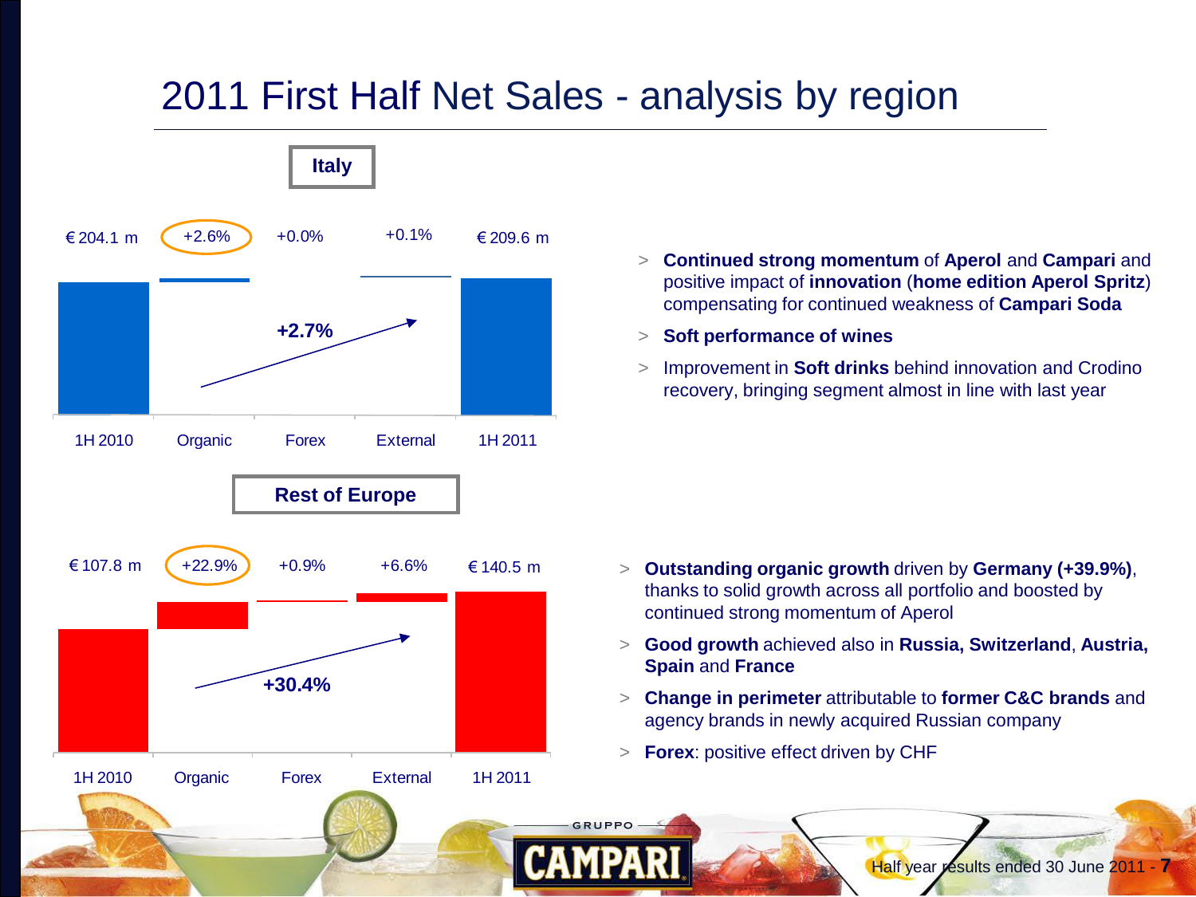# 2011 First Half Net Sales - analysis by region

## Italy

| 1H 2010 | Organic | Forex | External | 1H 2011 |
|---|---|---|---|---|
| € 204.1 m | +2.6% | +0.0% | +0.1% | € 209.6 m |

+2.7%

- **Continued strong momentum** of **Aperol** and **Campari** and positive impact of **innovation** (**home edition Aperol Spritz**) compensating for continued weakness of **Campari Soda**
- **Soft performance of wines**
- Improvement in **Soft drinks** behind innovation and Crodino recovery, bringing segment almost in line with last year

## Rest of Europe

| 1H 2010 | Organic | Forex | External | 1H 2011 |
|---|---|---|---|---|
| € 107.8 m | +22.9% | +0.9% | +6.6% | € 140.5 m |

+30.4%

- **Outstanding organic growth** driven by **Germany (+39.9%)**, thanks to solid growth across all portfolio and boosted by continued strong momentum of Aperol
- **Good growth** achieved also in **Russia, Switzerland**, **Austria, Spain** and **France**
- **Change in perimeter** attributable to **former C&C brands** and agency brands in newly acquired Russian company
- **Forex**: positive effect driven by CHF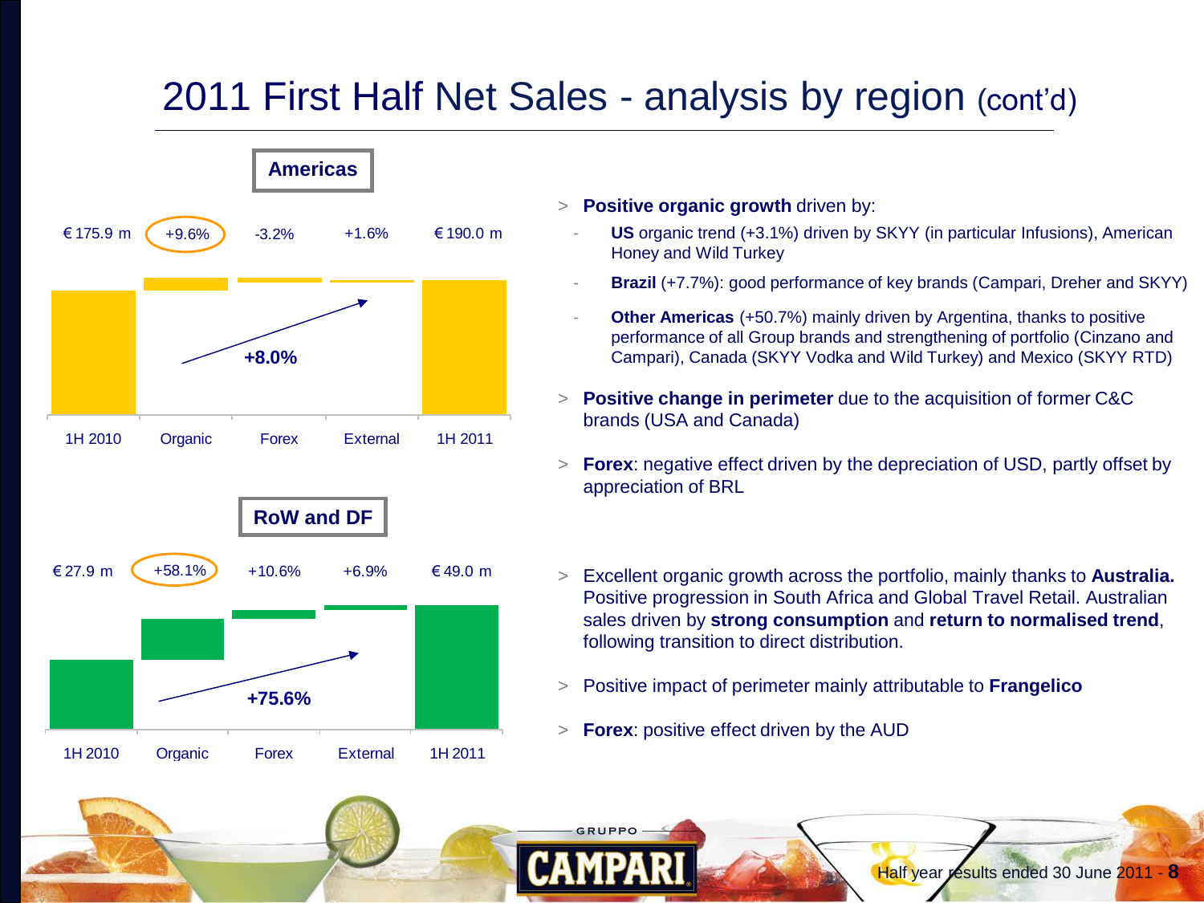# 2011 First Half Net Sales - analysis by region (cont'd)

## Americas

| 1H 2010 | Organic | Forex | External | 1H 2011 |
|---|---|---|---|---|
| € 175.9 m | +9.6% | -3.2% | +1.6% | € 190.0 m |

Total change: +8.0%

- **Positive organic growth** driven by:
  - **US** organic trend (+3.1%) driven by SKYY (in particular Infusions), American Honey and Wild Turkey
  - **Brazil** (+7.7%): good performance of key brands (Campari, Dreher and SKYY)
  - **Other Americas** (+50.7%) mainly driven by Argentina, thanks to positive performance of all Group brands and strengthening of portfolio (Cinzano and Campari), Canada (SKYY Vodka and Wild Turkey) and Mexico (SKYY RTD)
- **Positive change in perimeter** due to the acquisition of former C&C brands (USA and Canada)
- **Forex**: negative effect driven by the depreciation of USD, partly offset by appreciation of BRL

## RoW and DF

| 1H 2010 | Organic | Forex | External | 1H 2011 |
|---|---|---|---|---|
| € 27.9 m | +58.1% | +10.6% | +6.9% | € 49.0 m |

Total change: +75.6%

- Excellent organic growth across the portfolio, mainly thanks to **Australia.** Positive progression in South Africa and Global Travel Retail. Australian sales driven by **strong consumption** and **return to normalised trend**, following transition to direct distribution.
- Positive impact of perimeter mainly attributable to **Frangelico**
- **Forex**: positive effect driven by the AUD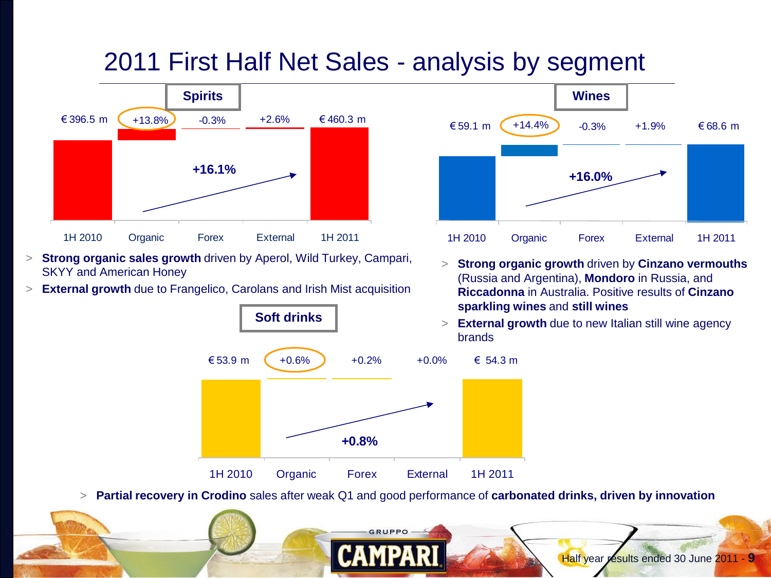# 2011 First Half Net Sales - analysis by segment

## Spirits

| 1H 2010 | Organic | Forex | External | 1H 2011 |
|---|---|---|---|---|
| € 396.5 m | +13.8% | -0.3% | +2.6% | € 460.3 m |

+16.1%

- **Strong organic sales growth** driven by Aperol, Wild Turkey, Campari, SKYY and American Honey
- **External growth** due to Frangelico, Carolans and Irish Mist acquisition

## Wines

| 1H 2010 | Organic | Forex | External | 1H 2011 |
|---|---|---|---|---|
| € 59.1 m | +14.4% | -0.3% | +1.9% | € 68.6 m |

+16.0%

- **Strong organic growth** driven by **Cinzano vermouths** (Russia and Argentina), **Mondoro** in Russia, and **Riccadonna** in Australia. Positive results of **Cinzano sparkling wines** and **still wines**
- **External growth** due to new Italian still wine agency brands

## Soft drinks

| 1H 2010 | Organic | Forex | External | 1H 2011 |
|---|---|---|---|---|
| € 53.9 m | +0.6% | +0.2% | +0.0% | € 54.3 m |

+0.8%

- **Partial recovery in Crodino** sales after weak Q1 and good performance of **carbonated drinks, driven by innovation**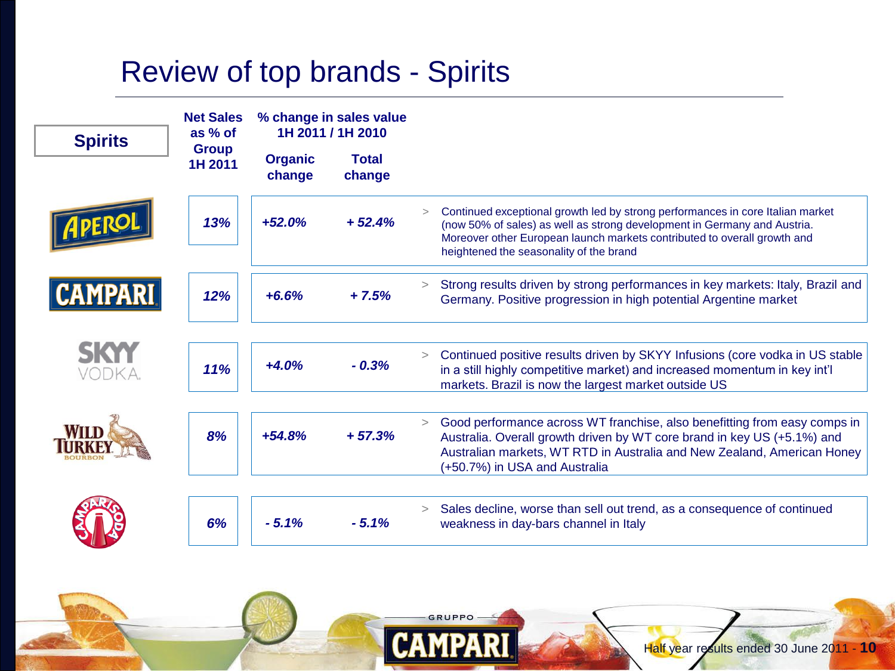# Review of top brands - Spirits

| Spirits | Net Sales as % of Group 1H 2011 | % change in sales value 1H 2011 / 1H 2010 | | |
|---|---|---|---|---|
| | | Organic change | Total change | |
| Aperol | 13% | +52.0% | + 52.4% | > Continued exceptional growth led by strong performances in core Italian market (now 50% of sales) as well as strong development in Germany and Austria. Moreover other European launch markets contributed to overall growth and heightened the seasonality of the brand |
| Campari | 12% | +6.6% | + 7.5% | > Strong results driven by strong performances in key markets: Italy, Brazil and Germany. Positive progression in high potential Argentine market |
| SKYY Vodka | 11% | +4.0% | - 0.3% | > Continued positive results driven by SKYY Infusions (core vodka in US stable in a still highly competitive market) and increased momentum in key int'l markets. Brazil is now the largest market outside US |
| Wild Turkey Bourbon | 8% | +54.8% | + 57.3% | > Good performance across WT franchise, also benefitting from easy comps in Australia. Overall growth driven by WT core brand in key US (+5.1%) and Australian markets, WT RTD in Australia and New Zealand, American Honey (+50.7%) in USA and Australia |
| Campari Soda | 6% | - 5.1% | - 5.1% | > Sales decline, worse than sell out trend, as a consequence of continued weakness in day-bars channel in Italy |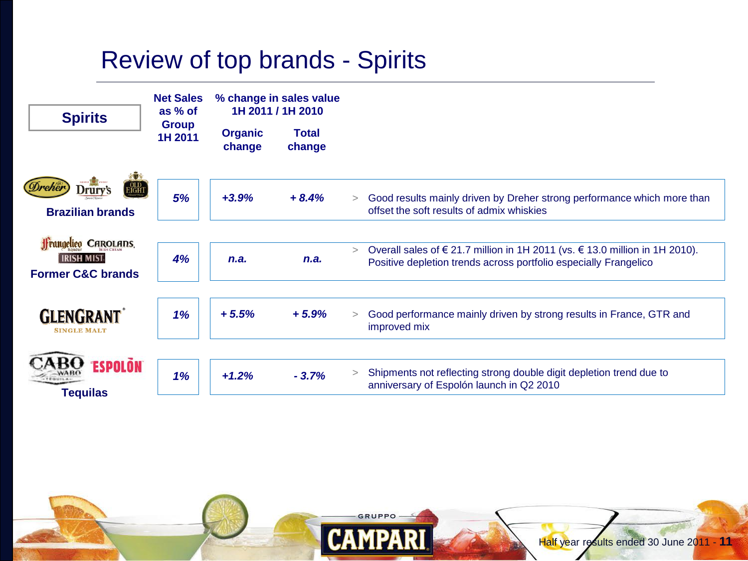# Review of top brands - Spirits

| Spirits | Net Sales as % of Group 1H 2011 | % change in sales value 1H 2011 / 1H 2010 | | |
|---|---|---|---|---|
| | | Organic change | Total change | |
| Brazilian brands | *5%* | *+3.9%* | *+ 8.4%* | > Good results mainly driven by Dreher strong performance which more than offset the soft results of admix whiskies |
| Former C&C brands | *4%* | *n.a.* | *n.a.* | > Overall sales of € 21.7 million in 1H 2011 (vs. € 13.0 million in 1H 2010). Positive depletion trends across portfolio especially Frangelico |
| Glen Grant | *1%* | *+ 5.5%* | *+ 5.9%* | > Good performance mainly driven by strong results in France, GTR and improved mix |
| Tequilas | *1%* | *+1.2%* | *- 3.7%* | > Shipments not reflecting strong double digit depletion trend due to anniversary of Espolón launch in Q2 2010 |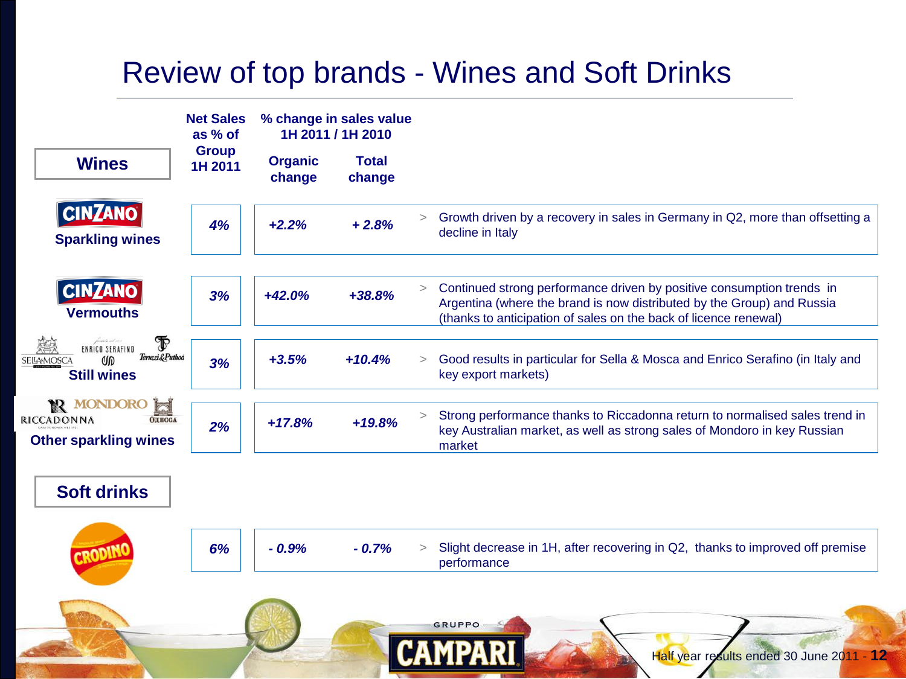# Review of top brands - Wines and Soft Drinks

| Wines | Net Sales as % of Group 1H 2011 | % change in sales value 1H 2011 / 1H 2010 | | |
|---|---|---|---|---|
| | | Organic change | Total change | |
| Cinzano Sparkling wines | 4% | +2.2% | + 2.8% | > Growth driven by a recovery in sales in Germany in Q2, more than offsetting a decline in Italy |
| Cinzano Vermouths | 3% | +42.0% | +38.8% | > Continued strong performance driven by positive consumption trends in Argentina (where the brand is now distributed by the Group) and Russia (thanks to anticipation of sales on the back of licence renewal) |
| Sella&Mosca, Enrico Serafino, Teruzzi&Puthod — Still wines | 3% | +3.5% | +10.4% | > Good results in particular for Sella & Mosca and Enrico Serafino (in Italy and key export markets) |
| Mondoro, Riccadonna, Odessa — Other sparkling wines | 2% | +17.8% | +19.8% | > Strong performance thanks to Riccadonna return to normalised sales trend in key Australian market, as well as strong sales of Mondoro in key Russian market |

| Soft drinks | Net Sales as % of Group 1H 2011 | Organic change | Total change | |
|---|---|---|---|---|
| Crodino | 6% | - 0.9% | - 0.7% | > Slight decrease in 1H, after recovering in Q2, thanks to improved off premise performance |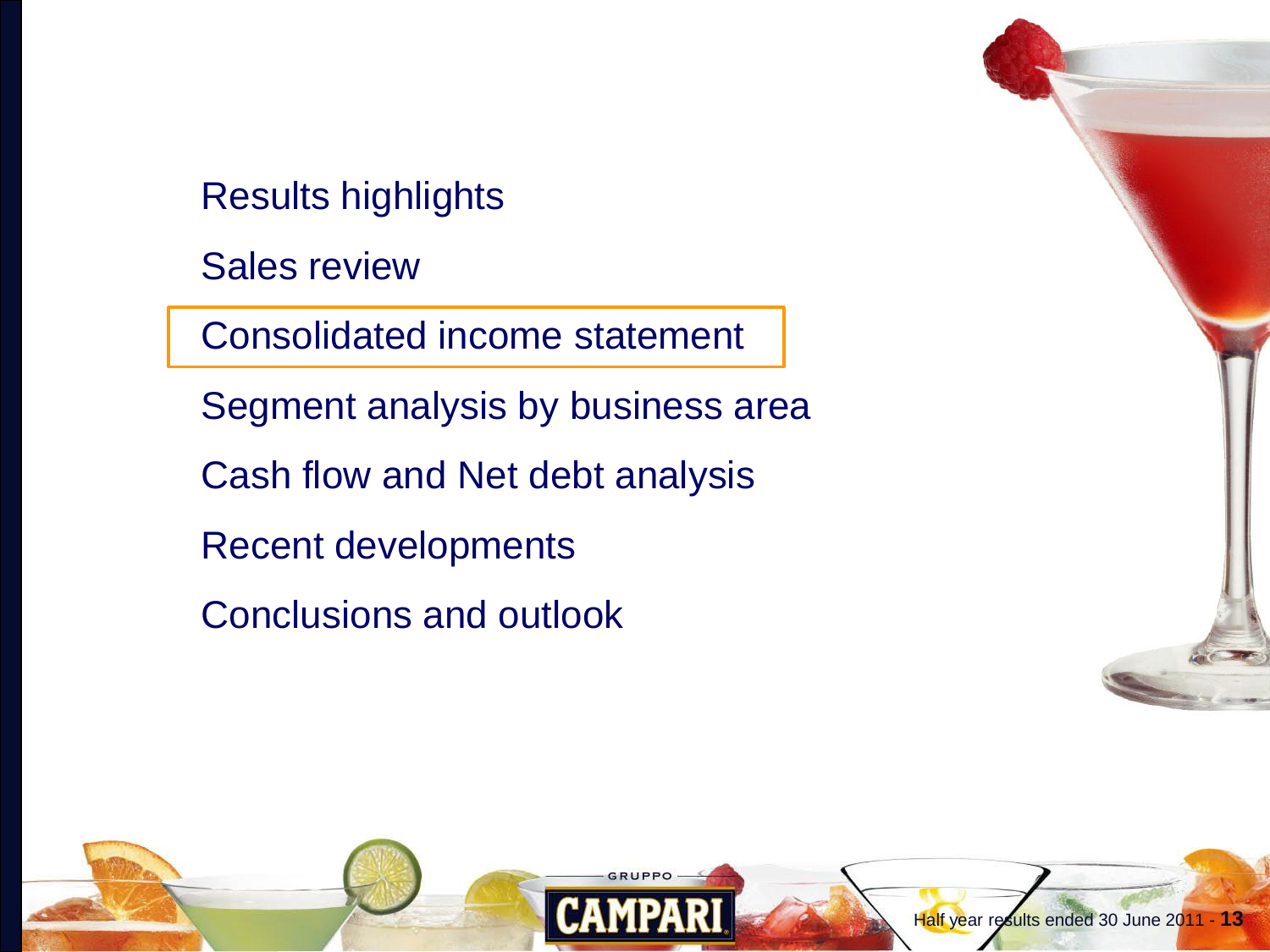- Results highlights
- Sales review
- **Consolidated income statement**
- Segment analysis by business area
- Cash flow and Net debt analysis
- Recent developments
- Conclusions and outlook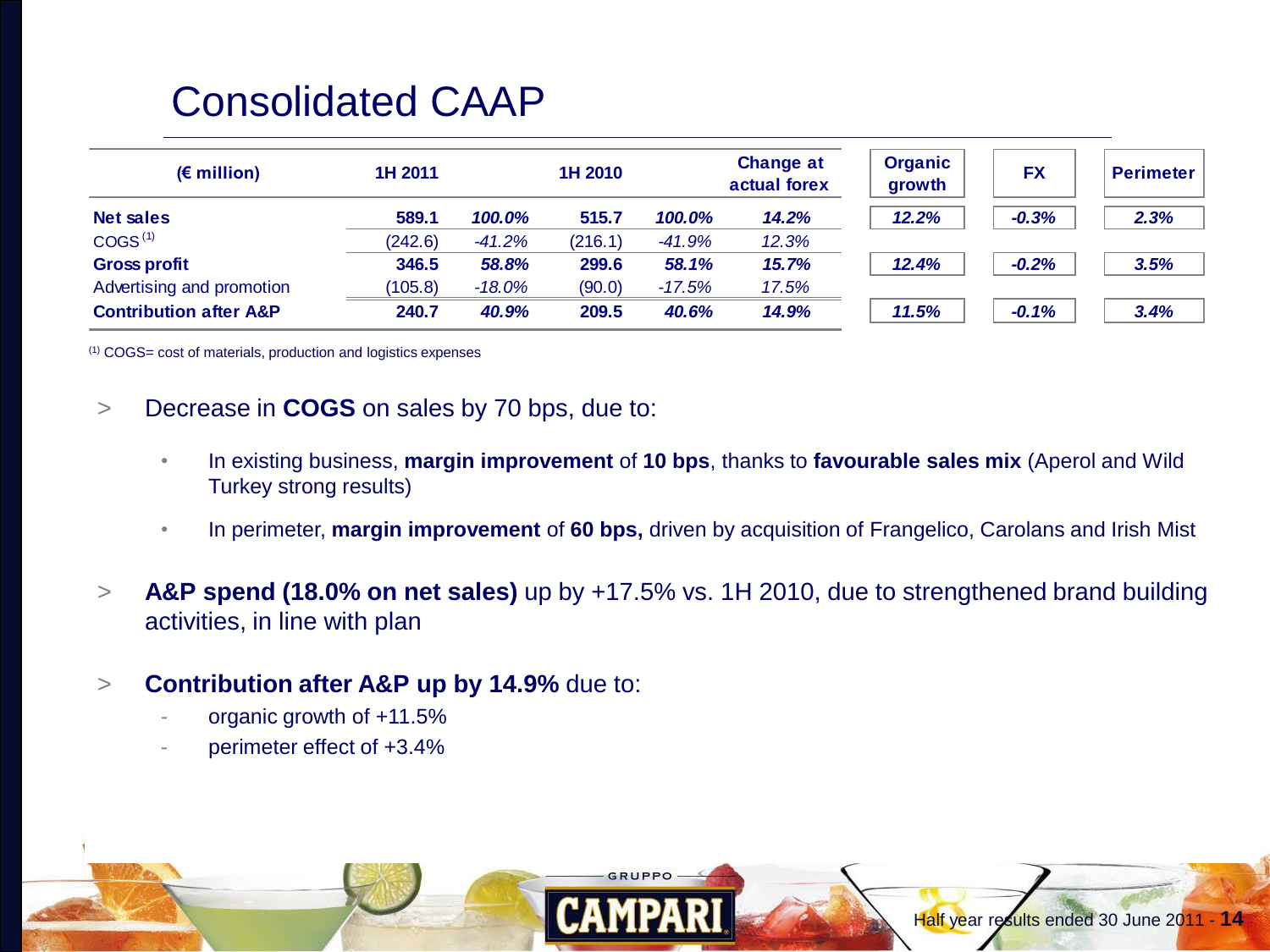# Consolidated CAAP

| (€ million) | 1H 2011 | | 1H 2010 | | Change at actual forex | Organic growth | FX | Perimeter |
|---|---|---|---|---|---|---|---|---|
| **Net sales** | **589.1** | ***100.0%*** | **515.7** | ***100.0%*** | ***14.2%*** | ***12.2%*** | ***-0.3%*** | ***2.3%*** |
| COGS [1] | (242.6) | *-41.2%* | (216.1) | *-41.9%* | *12.3%* | | | |
| **Gross profit** | **346.5** | ***58.8%*** | **299.6** | ***58.1%*** | ***15.7%*** | ***12.4%*** | ***-0.2%*** | ***3.5%*** |
| Advertising and promotion | (105.8) | *-18.0%* | (90.0) | *-17.5%* | *17.5%* | | | |
| **Contribution after A&P** | **240.7** | ***40.9%*** | **209.5** | ***40.6%*** | ***14.9%*** | ***11.5%*** | ***-0.1%*** | ***3.4%*** |

[1] COGS= cost of materials, production and logistics expenses

> Decrease in **COGS** on sales by 70 bps, due to:

- In existing business, **margin improvement** of **10 bps**, thanks to **favourable sales mix** (Aperol and Wild Turkey strong results)
- In perimeter, **margin improvement** of **60 bps,** driven by acquisition of Frangelico, Carolans and Irish Mist

> **A&P spend (18.0% on net sales)** up by +17.5% vs. 1H 2010, due to strengthened brand building activities, in line with plan

> **Contribution after A&P up by 14.9%** due to:

- organic growth of +11.5%
- perimeter effect of +3.4%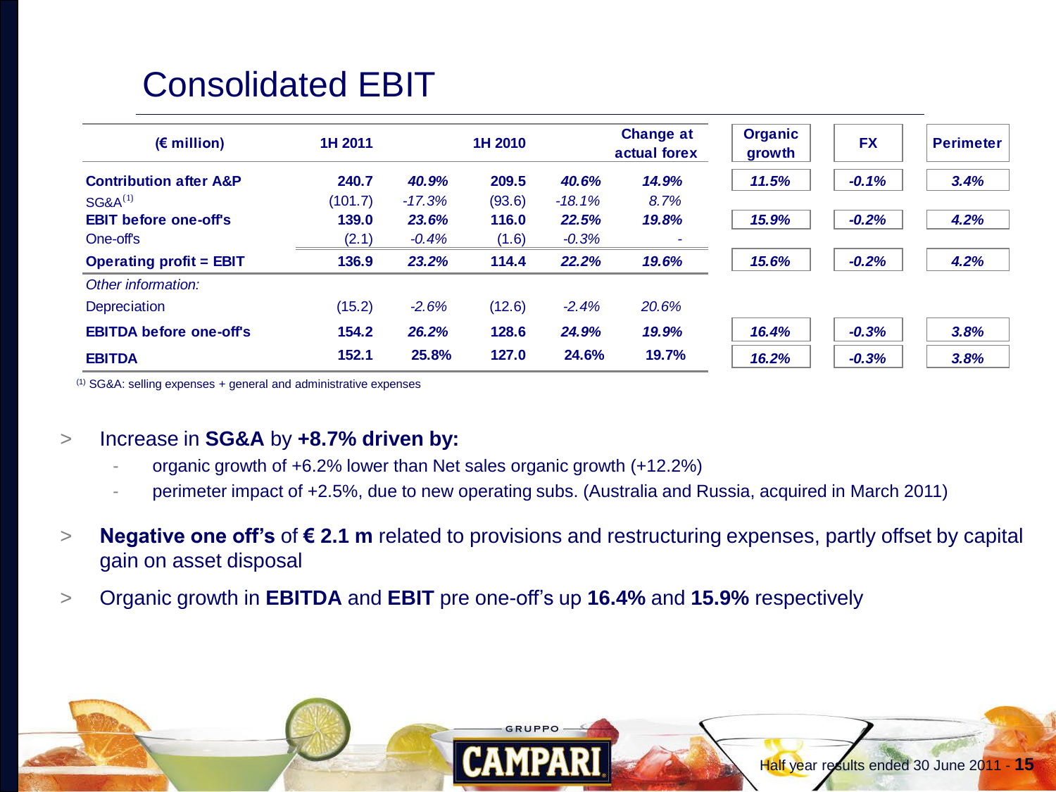# Consolidated EBIT

| (€ million) | 1H 2011 | | 1H 2010 | | Change at actual forex | Organic growth | FX | Perimeter |
|---|---|---|---|---|---|---|---|---|
| **Contribution after A&P** | **240.7** | ***40.9%*** | **209.5** | ***40.6%*** | ***14.9%*** | ***11.5%*** | ***-0.1%*** | ***3.4%*** |
| SG&A[1] | (101.7) | *-17.3%* | (93.6) | *-18.1%* | *8.7%* | | | |
| **EBIT before one-off's** | **139.0** | ***23.6%*** | **116.0** | ***22.5%*** | ***19.8%*** | ***15.9%*** | ***-0.2%*** | ***4.2%*** |
| One-off's | (2.1) | *-0.4%* | (1.6) | *-0.3%* | - | | | |
| **Operating profit = EBIT** | **136.9** | ***23.2%*** | **114.4** | ***22.2%*** | ***19.6%*** | ***15.6%*** | ***-0.2%*** | ***4.2%*** |
| *Other information:* | | | | | | | | |
| Depreciation | (15.2) | *-2.6%* | (12.6) | *-2.4%* | *20.6%* | | | |
| **EBITDA before one-off's** | **154.2** | ***26.2%*** | **128.6** | ***24.9%*** | ***19.9%*** | ***16.4%*** | ***-0.3%*** | ***3.8%*** |
| **EBITDA** | **152.1** | **25.8%** | **127.0** | **24.6%** | **19.7%** | ***16.2%*** | ***-0.3%*** | ***3.8%*** |

[1] SG&A: selling expenses + general and administrative expenses

- Increase in **SG&A** by **+8.7% driven by:**
  - organic growth of +6.2% lower than Net sales organic growth (+12.2%)
  - perimeter impact of +2.5%, due to new operating subs. (Australia and Russia, acquired in March 2011)
- **Negative one off's** of **€ 2.1 m** related to provisions and restructuring expenses, partly offset by capital gain on asset disposal
- Organic growth in **EBITDA** and **EBIT** pre one-off's up **16.4%** and **15.9%** respectively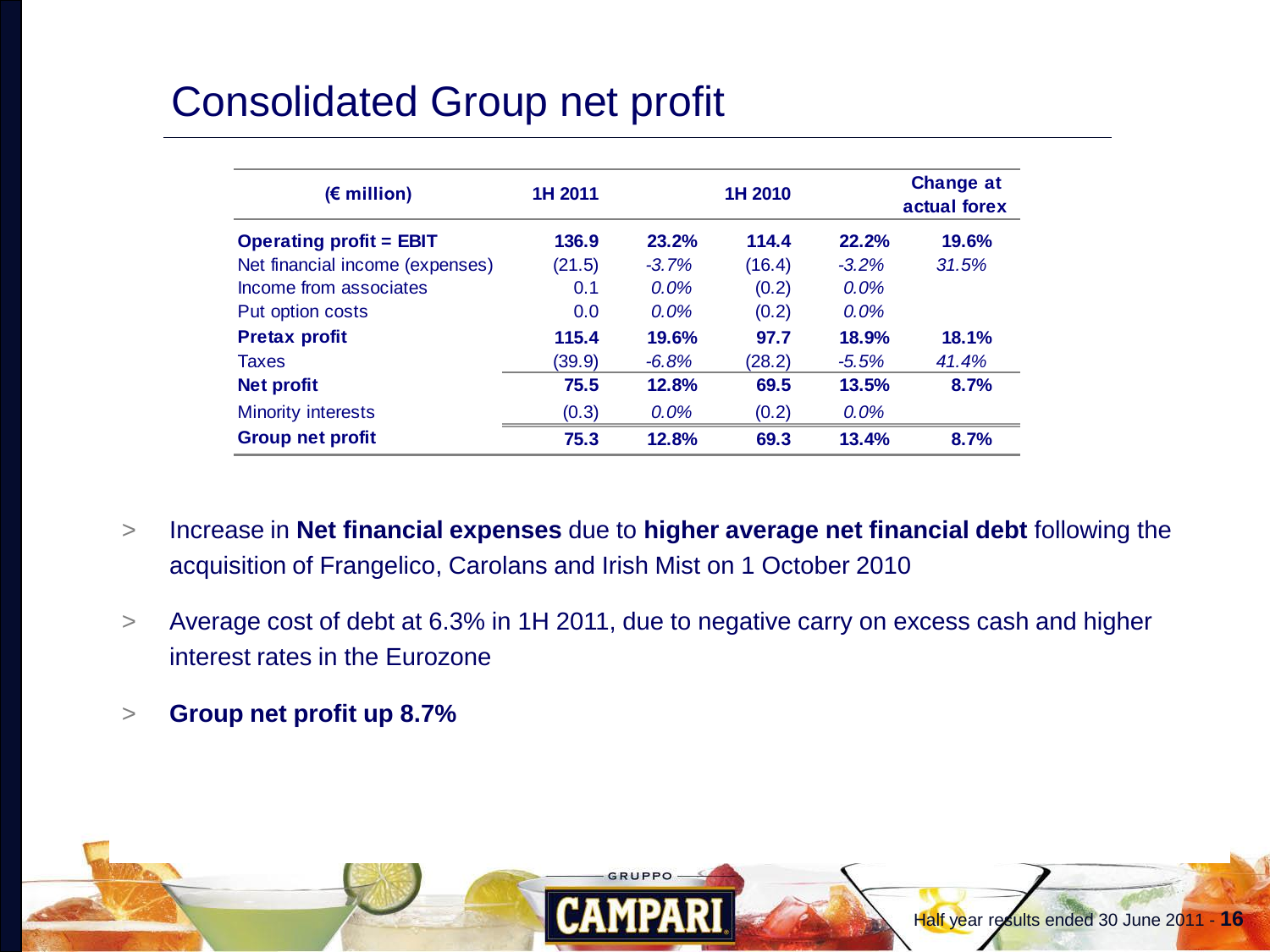# Consolidated Group net profit

| (€ million) | 1H 2011 | | 1H 2010 | | Change at actual forex |
|---|---|---|---|---|---|
| **Operating profit = EBIT** | **136.9** | **23.2%** | **114.4** | **22.2%** | **19.6%** |
| Net financial income (expenses) | (21.5) | *-3.7%* | (16.4) | *-3.2%* | *31.5%* |
| Income from associates | 0.1 | *0.0%* | (0.2) | *0.0%* | |
| Put option costs | 0.0 | *0.0%* | (0.2) | *0.0%* | |
| **Pretax profit** | **115.4** | **19.6%** | **97.7** | **18.9%** | **18.1%** |
| Taxes | (39.9) | *-6.8%* | (28.2) | *-5.5%* | *41.4%* |
| **Net profit** | **75.5** | **12.8%** | **69.5** | **13.5%** | **8.7%** |
| Minority interests | (0.3) | *0.0%* | (0.2) | *0.0%* | |
| **Group net profit** | **75.3** | **12.8%** | **69.3** | **13.4%** | **8.7%** |

- Increase in **Net financial expenses** due to **higher average net financial debt** following the acquisition of Frangelico, Carolans and Irish Mist on 1 October 2010
- Average cost of debt at 6.3% in 1H 2011, due to negative carry on excess cash and higher interest rates in the Eurozone
- **Group net profit up 8.7%**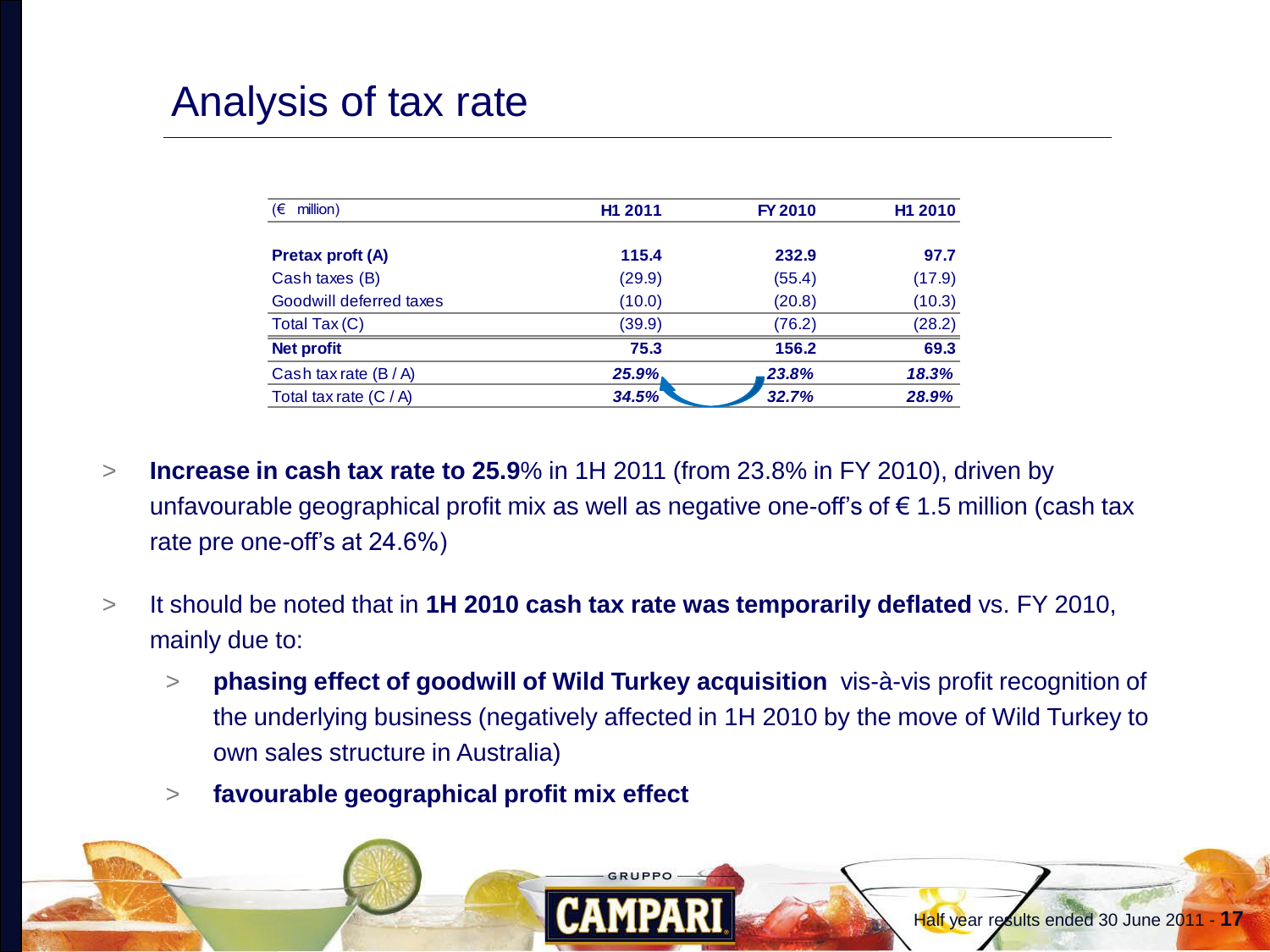# Analysis of tax rate

| (€ million) | H1 2011 | FY 2010 | H1 2010 |
|---|---|---|---|
| **Pretax proft (A)** | **115.4** | **232.9** | **97.7** |
| Cash taxes (B) | (29.9) | (55.4) | (17.9) |
| Goodwill deferred taxes | (10.0) | (20.8) | (10.3) |
| Total Tax (C) | (39.9) | (76.2) | (28.2) |
| **Net profit** | **75.3** | **156.2** | **69.3** |
| Cash tax rate (B / A) | ***25.9%*** | ***23.8%*** | ***18.3%*** |
| Total tax rate (C / A) | ***34.5%*** | ***32.7%*** | ***28.9%*** |

- **Increase in cash tax rate to 25.9**% in 1H 2011 (from 23.8% in FY 2010), driven by unfavourable geographical profit mix as well as negative one-off's of € 1.5 million (cash tax rate pre one-off's at 24.6%)
- It should be noted that in **1H 2010 cash tax rate was temporarily deflated** vs. FY 2010, mainly due to:
  - **phasing effect of goodwill of Wild Turkey acquisition** vis-à-vis profit recognition of the underlying business (negatively affected in 1H 2010 by the move of Wild Turkey to own sales structure in Australia)
  - **favourable geographical profit mix effect**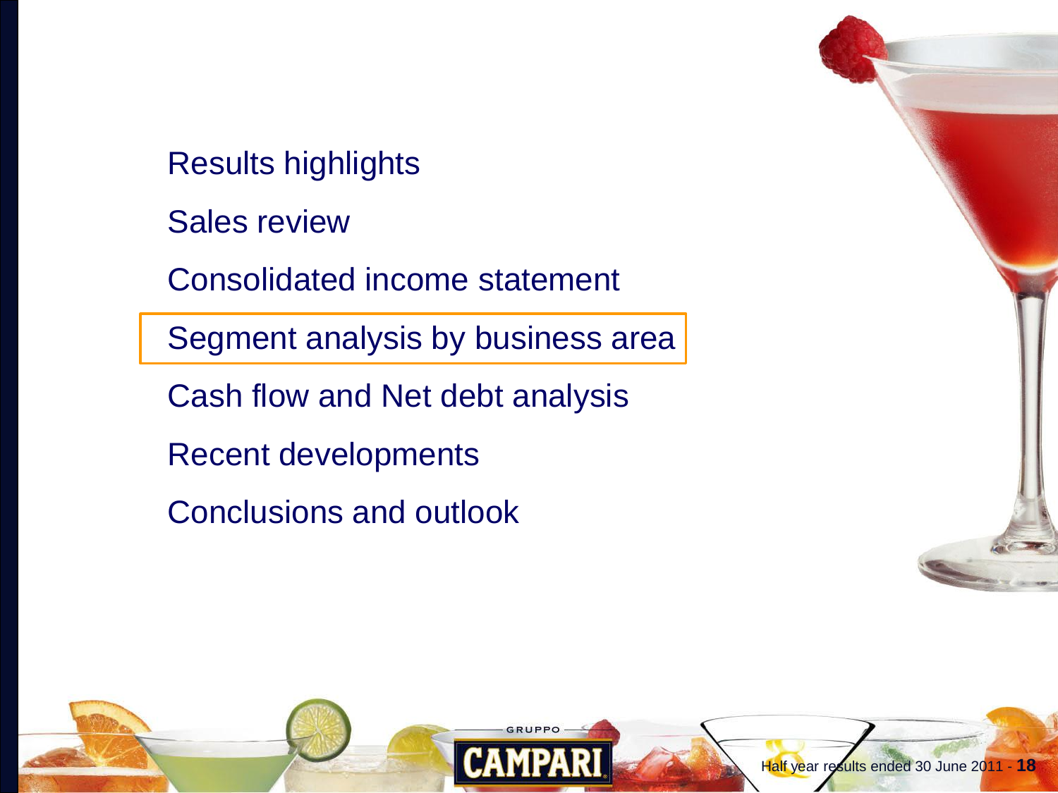- Results highlights
- Sales review
- Consolidated income statement
- **Segment analysis by business area**
- Cash flow and Net debt analysis
- Recent developments
- Conclusions and outlook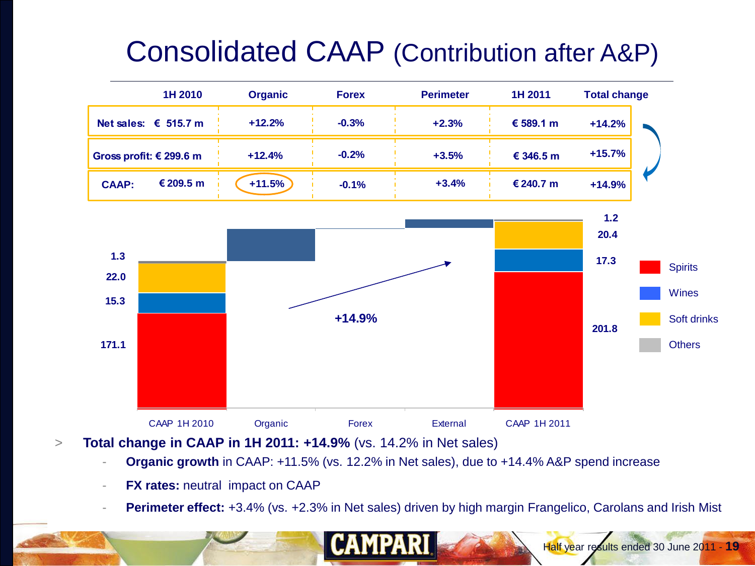# Consolidated CAAP (Contribution after A&P)

| 1H 2010 | Organic | Forex | Perimeter | 1H 2011 | Total change |
|---|---|---|---|---|---|
| Net sales: € 515.7 m | +12.2% | -0.3% | +2.3% | € 589.1 m | +14.2% |
| Gross profit: € 299.6 m | +12.4% | -0.2% | +3.5% | € 346.5 m | +15.7% |
| CAAP: € 209.5 m | +11.5% | -0.1% | +3.4% | € 240.7 m | +14.9% |

| | CAAP 1H 2010 | CAAP 1H 2011 |
|---|---|---|
| Spirits | 171.1 | 201.8 |
| Wines | 15.3 | 17.3 |
| Soft drinks | 22.0 | 20.4 |
| Others | 1.3 | 1.2 |

CAAP 1H 2010 → Organic → Forex → External → CAAP 1H 2011: +14.9%

- **Total change in CAAP in 1H 2011: +14.9%** (vs. 14.2% in Net sales)
  - **Organic growth** in CAAP: +11.5% (vs. 12.2% in Net sales), due to +14.4% A&P spend increase
  - **FX rates:** neutral impact on CAAP
  - **Perimeter effect:** +3.4% (vs. +2.3% in Net sales) driven by high margin Frangelico, Carolans and Irish Mist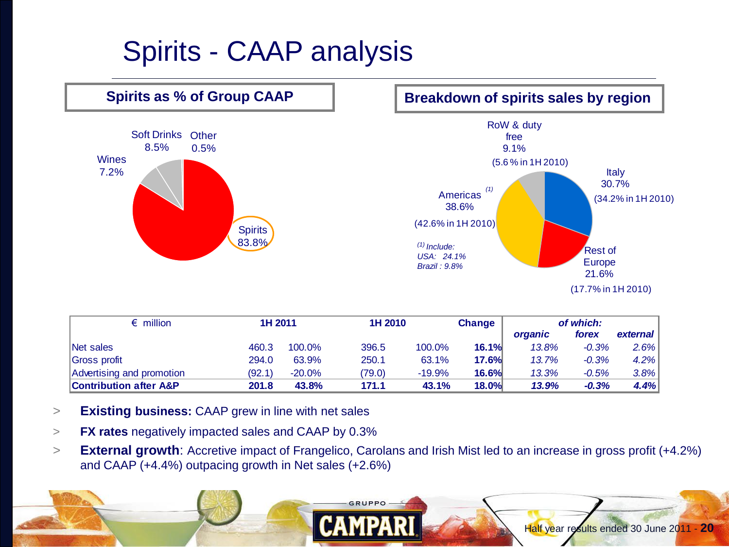# Spirits - CAAP analysis

## Spirits as % of Group CAAP

- Spirits 83.8%
- Soft Drinks 8.5%
- Wines 7.2%
- Other 0.5%

## Breakdown of spirits sales by region

- Italy 30.7% (34.2% in 1H 2010)
- Rest of Europe 21.6% (17.7% in 1H 2010)
- Americas [(1)] 38.6% (42.6% in 1H 2010)
- RoW & duty free 9.1% (5.6 % in 1H 2010)

*[(1)] Include: USA: 24.1% Brazil : 9.8%*

| € million | 1H 2011 | | 1H 2010 | | Change | of which: organic | of which: forex | of which: external |
|---|---|---|---|---|---|---|---|---|
| Net sales | 460.3 | 100.0% | 396.5 | 100.0% | **16.1%** | *13.8%* | *-0.3%* | *2.6%* |
| Gross profit | 294.0 | 63.9% | 250.1 | 63.1% | **17.6%** | *13.7%* | *-0.3%* | *4.2%* |
| Advertising and promotion | (92.1) | -20.0% | (79.0) | -19.9% | **16.6%** | *13.3%* | *-0.5%* | *3.8%* |
| **Contribution after A&P** | **201.8** | **43.8%** | **171.1** | **43.1%** | **18.0%** | ***13.9%*** | ***-0.3%*** | ***4.4%*** |

- **Existing business:** CAAP grew in line with net sales
- **FX rates** negatively impacted sales and CAAP by 0.3%
- **External growth**: Accretive impact of Frangelico, Carolans and Irish Mist led to an increase in gross profit (+4.2%) and CAAP (+4.4%) outpacing growth in Net sales (+2.6%)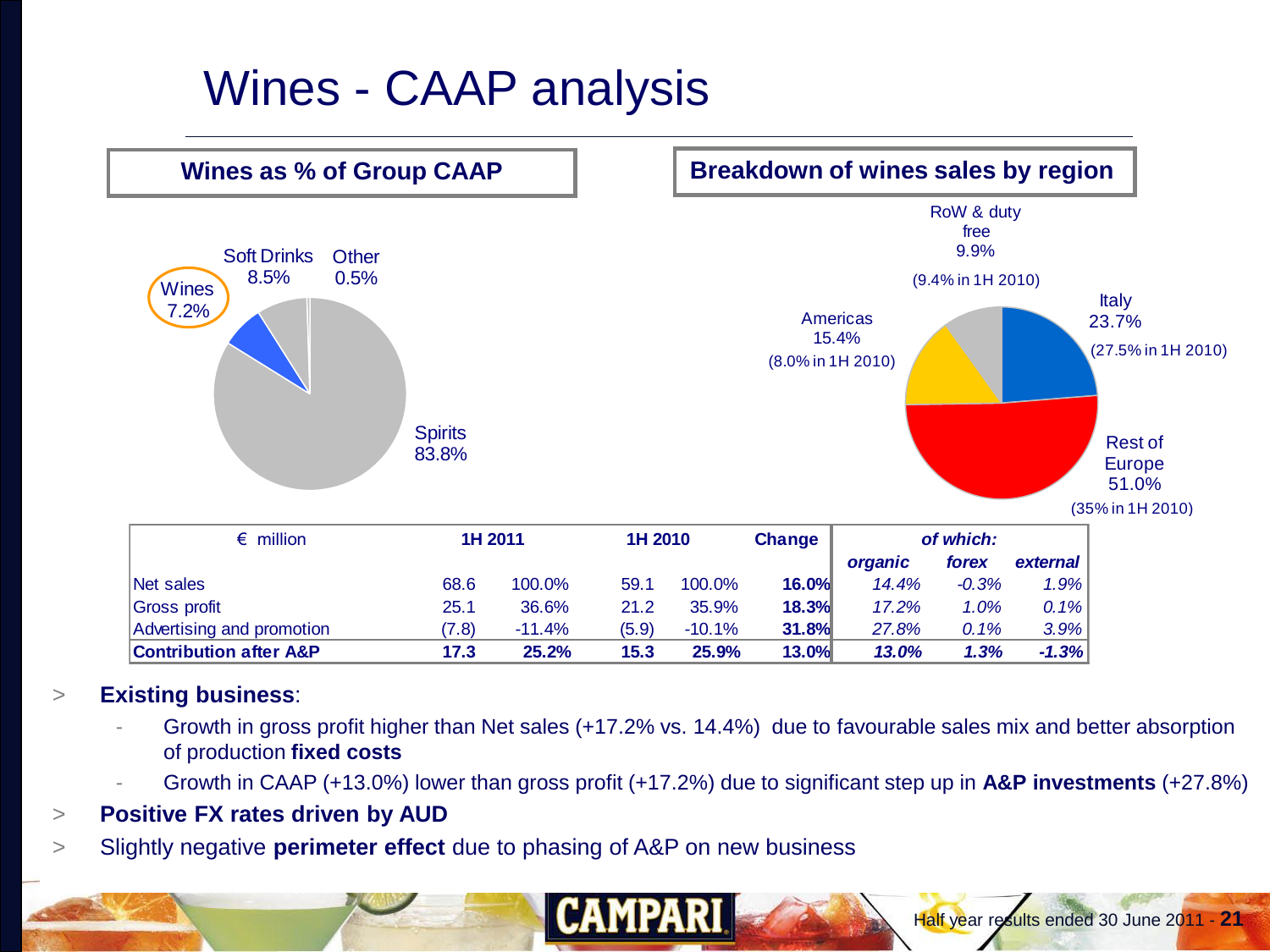# Wines - CAAP analysis

**Wines as % of Group CAAP**

Wines 7.2%
Soft Drinks 8.5%
Other 0.5%
Spirits 83.8%

**Breakdown of wines sales by region**

RoW & duty free 9.9% (9.4% in 1H 2010)
Italy 23.7% (27.5% in 1H 2010)
Rest of Europe 51.0% (35% in 1H 2010)
Americas 15.4% (8.0% in 1H 2010)

| € million | 1H 2011 | | 1H 2010 | | Change | *of which:* | | |
|---|---|---|---|---|---|---|---|---|
| | | | | | | ***organic*** | ***forex*** | ***external*** |
| Net sales | 68.6 | 100.0% | 59.1 | 100.0% | **16.0%** | *14.4%* | *-0.3%* | *1.9%* |
| Gross profit | 25.1 | 36.6% | 21.2 | 35.9% | **18.3%** | *17.2%* | *1.0%* | *0.1%* |
| Advertising and promotion | (7.8) | -11.4% | (5.9) | -10.1% | **31.8%** | *27.8%* | *0.1%* | *3.9%* |
| **Contribution after A&P** | **17.3** | **25.2%** | **15.3** | **25.9%** | **13.0%** | ***13.0%*** | ***1.3%*** | ***-1.3%*** |

- **Existing business**:
  - Growth in gross profit higher than Net sales (+17.2% vs. 14.4%) due to favourable sales mix and better absorption of production **fixed costs**
  - Growth in CAAP (+13.0%) lower than gross profit (+17.2%) due to significant step up in **A&P investments** (+27.8%)
- **Positive FX rates driven by AUD**
- Slightly negative **perimeter effect** due to phasing of A&P on new business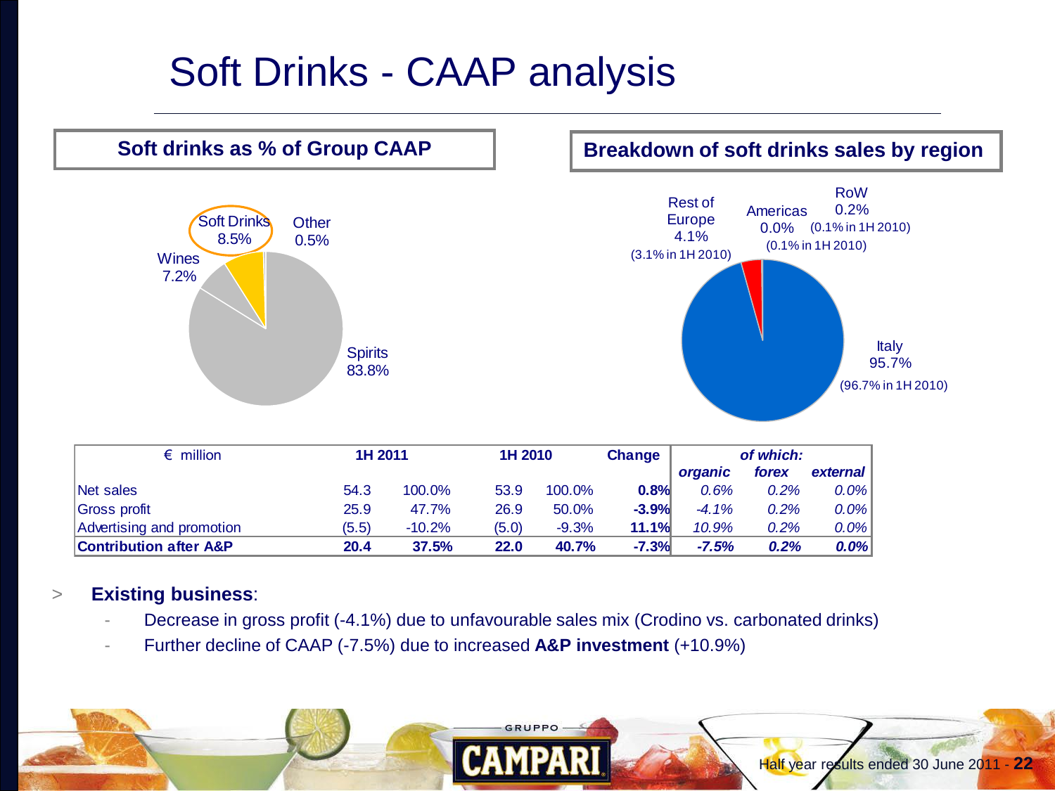# Soft Drinks - CAAP analysis

## Soft drinks as % of Group CAAP

- Spirits 83.8%
- Soft Drinks 8.5%
- Wines 7.2%
- Other 0.5%

## Breakdown of soft drinks sales by region

- Italy 95.7% (96.7% in 1H 2010)
- Rest of Europe 4.1% (3.1% in 1H 2010)
- Americas 0.0% (0.1% in 1H 2010)
- RoW 0.2% (0.1% in 1H 2010)

| € million | 1H 2011 | | 1H 2010 | | Change | of which: | | |
|---|---|---|---|---|---|---|---|---|
| | | | | | | *organic* | *forex* | *external* |
| Net sales | 54.3 | 100.0% | 53.9 | 100.0% | **0.8%** | *0.6%* | *0.2%* | *0.0%* |
| Gross profit | 25.9 | 47.7% | 26.9 | 50.0% | **-3.9%** | *-4.1%* | *0.2%* | *0.0%* |
| Advertising and promotion | (5.5) | -10.2% | (5.0) | -9.3% | **11.1%** | *10.9%* | *0.2%* | *0.0%* |
| **Contribution after A&P** | **20.4** | **37.5%** | **22.0** | **40.7%** | **-7.3%** | ***-7.5%*** | ***0.2%*** | ***0.0%*** |

> **Existing business**:
  - Decrease in gross profit (-4.1%) due to unfavourable sales mix (Crodino vs. carbonated drinks)
  - Further decline of CAAP (-7.5%) due to increased **A&P investment** (+10.9%)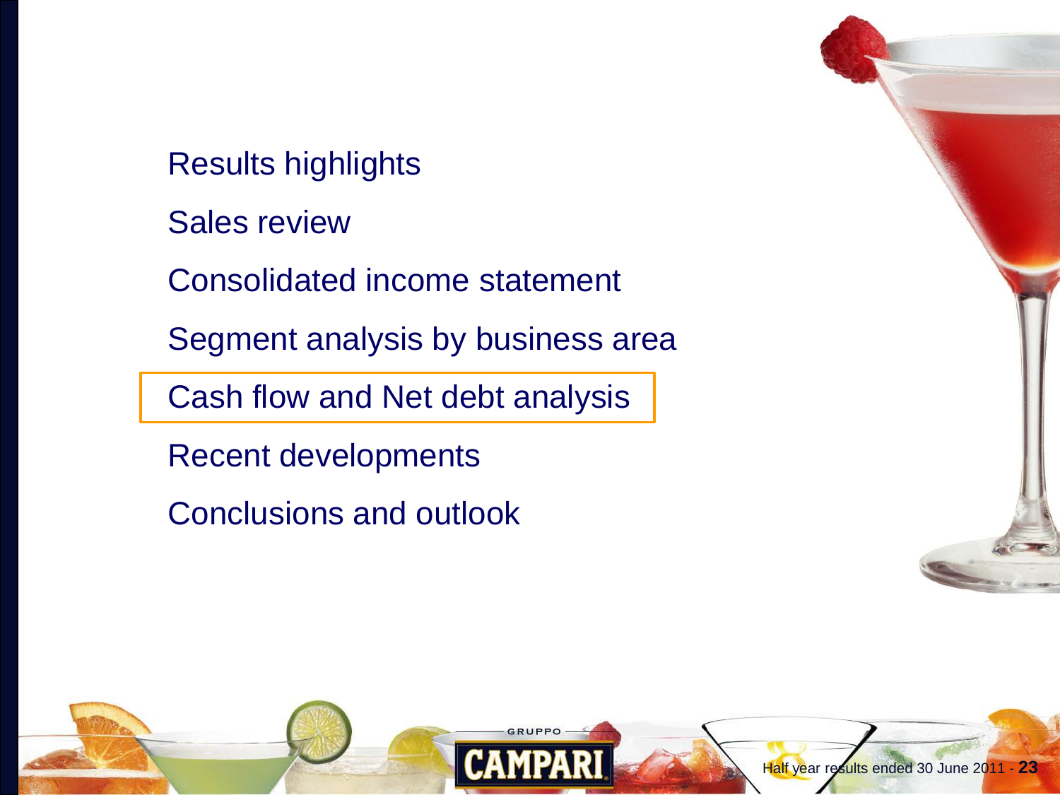- Results highlights
- Sales review
- Consolidated income statement
- Segment analysis by business area
- **Cash flow and Net debt analysis**
- Recent developments
- Conclusions and outlook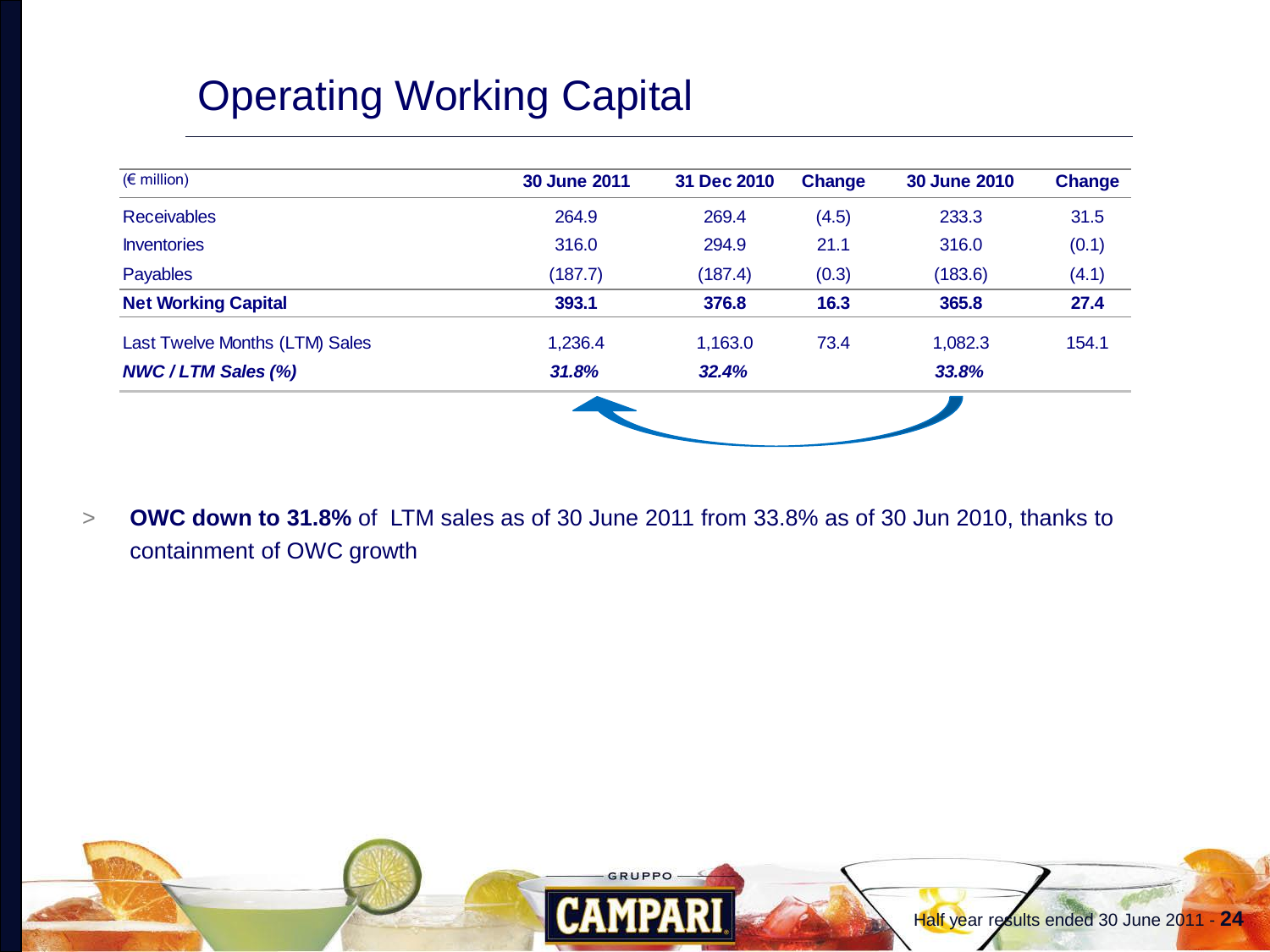# Operating Working Capital

| (€ million) | 30 June 2011 | 31 Dec 2010 | Change | 30 June 2010 | Change |
|---|---|---|---|---|---|
| Receivables | 264.9 | 269.4 | (4.5) | 233.3 | 31.5 |
| Inventories | 316.0 | 294.9 | 21.1 | 316.0 | (0.1) |
| Payables | (187.7) | (187.4) | (0.3) | (183.6) | (4.1) |
| **Net Working Capital** | **393.1** | **376.8** | **16.3** | **365.8** | **27.4** |
| Last Twelve Months (LTM) Sales | 1,236.4 | 1,163.0 | 73.4 | 1,082.3 | 154.1 |
| ***NWC / LTM Sales (%)*** | ***31.8%*** | ***32.4%*** | | ***33.8%*** | |

> **OWC down to 31.8%** of LTM sales as of 30 June 2011 from 33.8% as of 30 Jun 2010, thanks to containment of OWC growth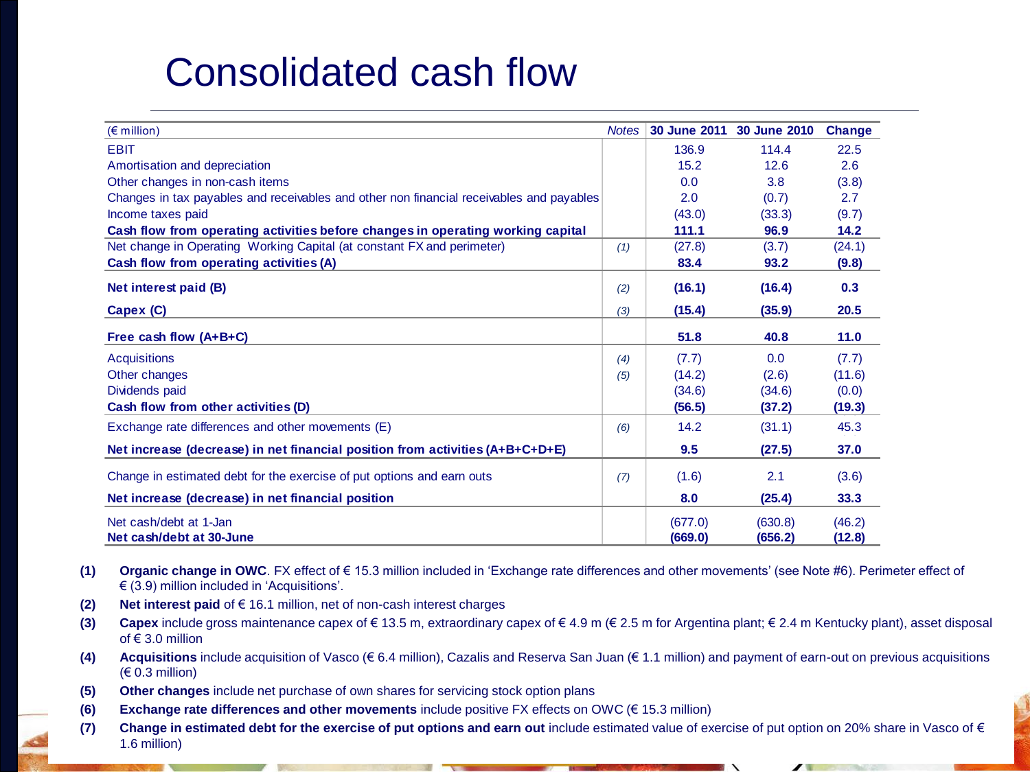# Consolidated cash flow

| (€ million) | Notes | 30 June 2011 | 30 June 2010 | Change |
|---|---|---|---|---|
| EBIT | | 136.9 | 114.4 | 22.5 |
| Amortisation and depreciation | | 15.2 | 12.6 | 2.6 |
| Other changes in non-cash items | | 0.0 | 3.8 | (3.8) |
| Changes in tax payables and receivables and other non financial receivables and payables | | 2.0 | (0.7) | 2.7 |
| Income taxes paid | | (43.0) | (33.3) | (9.7) |
| **Cash flow from operating activities before changes in operating working capital** | | **111.1** | **96.9** | **14.2** |
| Net change in Operating Working Capital (at constant FX and perimeter) | *(1)* | (27.8) | (3.7) | (24.1) |
| **Cash flow from operating activities (A)** | | **83.4** | **93.2** | **(9.8)** |
| **Net interest paid (B)** | *(2)* | **(16.1)** | **(16.4)** | **0.3** |
| **Capex (C)** | *(3)* | **(15.4)** | **(35.9)** | **20.5** |
| **Free cash flow (A+B+C)** | | **51.8** | **40.8** | **11.0** |
| Acquisitions | *(4)* | (7.7) | 0.0 | (7.7) |
| Other changes | *(5)* | (14.2) | (2.6) | (11.6) |
| Dividends paid | | (34.6) | (34.6) | (0.0) |
| **Cash flow from other activities (D)** | | **(56.5)** | **(37.2)** | **(19.3)** |
| Exchange rate differences and other movements (E) | *(6)* | 14.2 | (31.1) | 45.3 |
| **Net increase (decrease) in net financial position from activities (A+B+C+D+E)** | | **9.5** | **(27.5)** | **37.0** |
| Change in estimated debt for the exercise of put options and earn outs | *(7)* | (1.6) | 2.1 | (3.6) |
| **Net increase (decrease) in net financial position** | | **8.0** | **(25.4)** | **33.3** |
| Net cash/debt at 1-Jan | | (677.0) | (630.8) | (46.2) |
| **Net cash/debt at 30-June** | | **(669.0)** | **(656.2)** | **(12.8)** |

**(1)** **Organic change in OWC**. FX effect of € 15.3 million included in 'Exchange rate differences and other movements' (see Note #6). Perimeter effect of € (3.9) million included in 'Acquisitions'.

**(2)** **Net interest paid** of € 16.1 million, net of non-cash interest charges

**(3)** **Capex** include gross maintenance capex of € 13.5 m, extraordinary capex of € 4.9 m (€ 2.5 m for Argentina plant; € 2.4 m Kentucky plant), asset disposal of € 3.0 million

**(4)** **Acquisitions** include acquisition of Vasco (€ 6.4 million), Cazalis and Reserva San Juan (€ 1.1 million) and payment of earn-out on previous acquisitions (€ 0.3 million)

**(5)** **Other changes** include net purchase of own shares for servicing stock option plans

**(6)** **Exchange rate differences and other movements** include positive FX effects on OWC (€ 15.3 million)

**(7)** **Change in estimated debt for the exercise of put options and earn out** include estimated value of exercise of put option on 20% share in Vasco of € 1.6 million)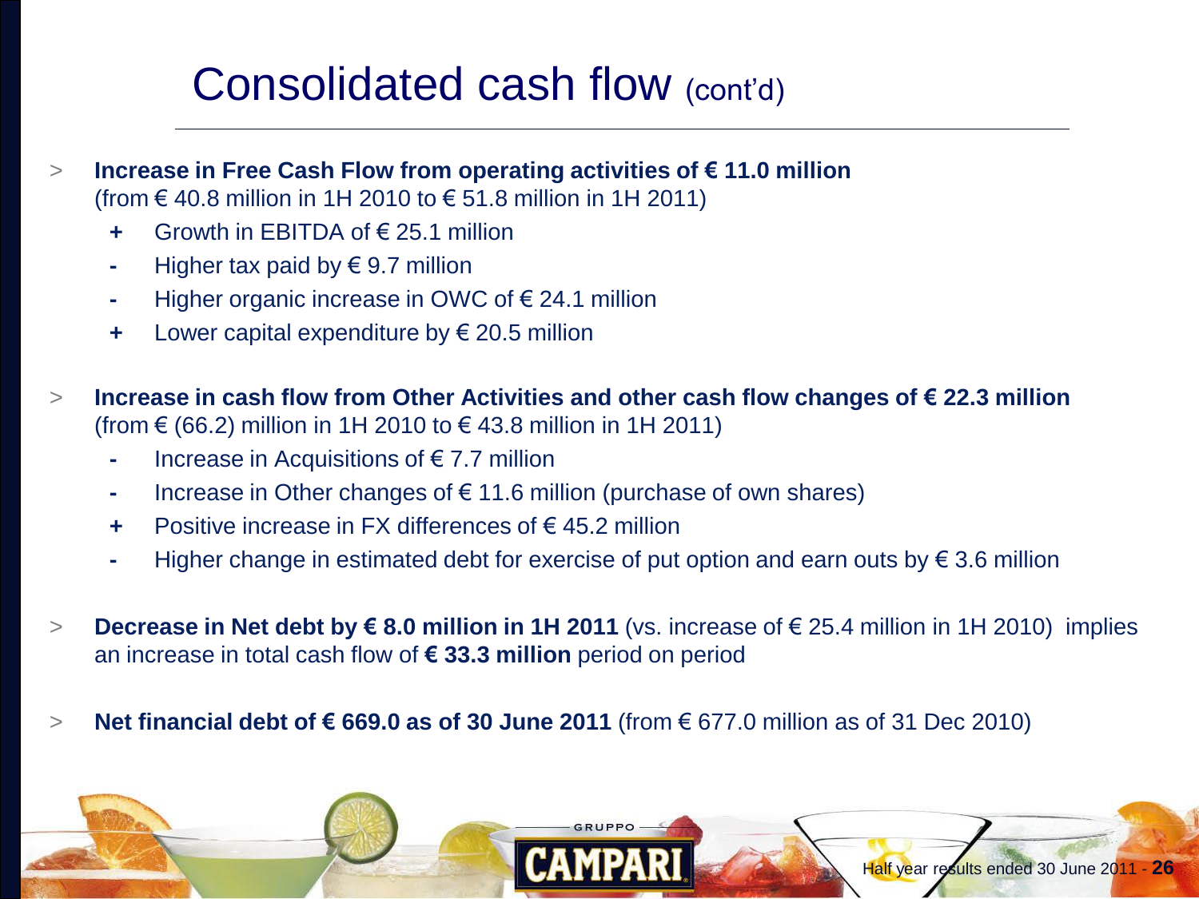# Consolidated cash flow (cont'd)

- **Increase in Free Cash Flow from operating activities of € 11.0 million** (from € 40.8 million in 1H 2010 to € 51.8 million in 1H 2011)
  - \+ Growth in EBITDA of € 25.1 million
  - \- Higher tax paid by € 9.7 million
  - \- Higher organic increase in OWC of € 24.1 million
  - \+ Lower capital expenditure by € 20.5 million

- **Increase in cash flow from Other Activities and other cash flow changes of € 22.3 million** (from € (66.2) million in 1H 2010 to € 43.8 million in 1H 2011)
  - \- Increase in Acquisitions of € 7.7 million
  - \- Increase in Other changes of € 11.6 million (purchase of own shares)
  - \+ Positive increase in FX differences of € 45.2 million
  - \- Higher change in estimated debt for exercise of put option and earn outs by € 3.6 million

- **Decrease in Net debt by € 8.0 million in 1H 2011** (vs. increase of € 25.4 million in 1H 2010) implies an increase in total cash flow of **€ 33.3 million** period on period

- **Net financial debt of € 669.0 as of 30 June 2011** (from € 677.0 million as of 31 Dec 2010)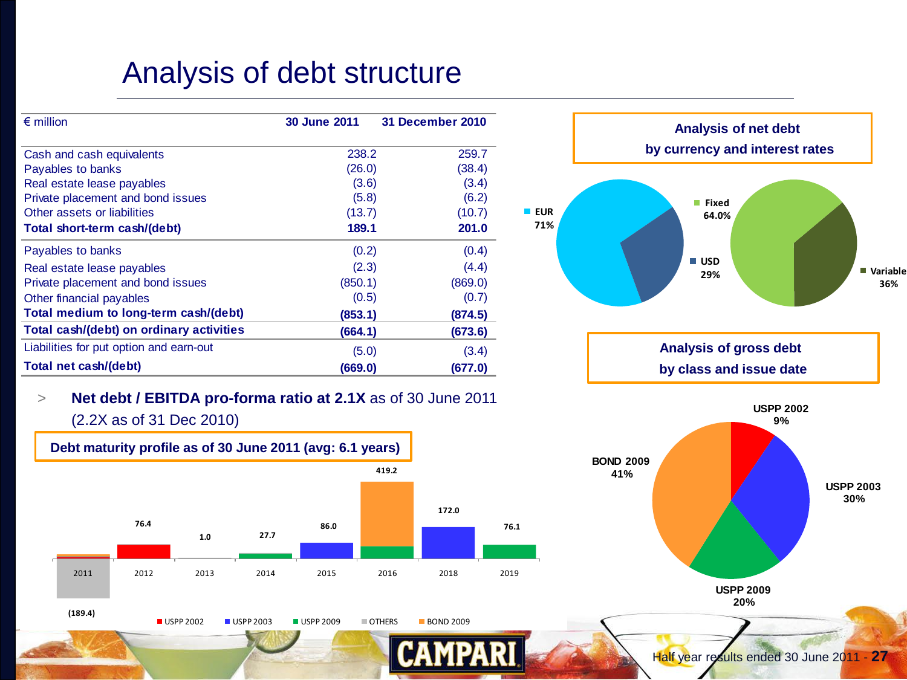# Analysis of debt structure

| € million | 30 June 2011 | 31 December 2010 |
|---|---|---|
| Cash and cash equivalents | 238.2 | 259.7 |
| Payables to banks | (26.0) | (38.4) |
| Real estate lease payables | (3.6) | (3.4) |
| Private placement and bond issues | (5.8) | (6.2) |
| Other assets or liabilities | (13.7) | (10.7) |
| **Total short-term cash/(debt)** | **189.1** | **201.0** |
| Payables to banks | (0.2) | (0.4) |
| Real estate lease payables | (2.3) | (4.4) |
| Private placement and bond issues | (850.1) | (869.0) |
| Other financial payables | (0.5) | (0.7) |
| **Total medium to long-term cash/(debt)** | **(853.1)** | **(874.5)** |
| **Total cash/(debt) on ordinary activities** | **(664.1)** | **(673.6)** |
| Liabilities for put option and earn-out | (5.0) | (3.4) |
| **Total net cash/(debt)** | **(669.0)** | **(677.0)** |

> **Net debt / EBITDA pro-forma ratio at 2.1X** as of 30 June 2011 (2.2X as of 31 Dec 2010)

**Debt maturity profile as of 30 June 2011 (avg: 6.1 years)**

| Year | Amount |
|---|---|
| 2011 | (189.4) |
| 2012 | 76.4 |
| 2013 | 1.0 |
| 2014 | 27.7 |
| 2015 | 86.0 |
| 2016 | 419.2 |
| 2018 | 172.0 |
| 2019 | 76.1 |

Legend: USPP 2002, USPP 2003, USPP 2009, OTHERS, BOND 2009

**Analysis of net debt by currency and interest rates**

- EUR 71%
- USD 29%
- Fixed 64.0%
- Variable 36%

**Analysis of gross debt by class and issue date**

- USPP 2002 9%
- USPP 2003 30%
- USPP 2009 20%
- BOND 2009 41%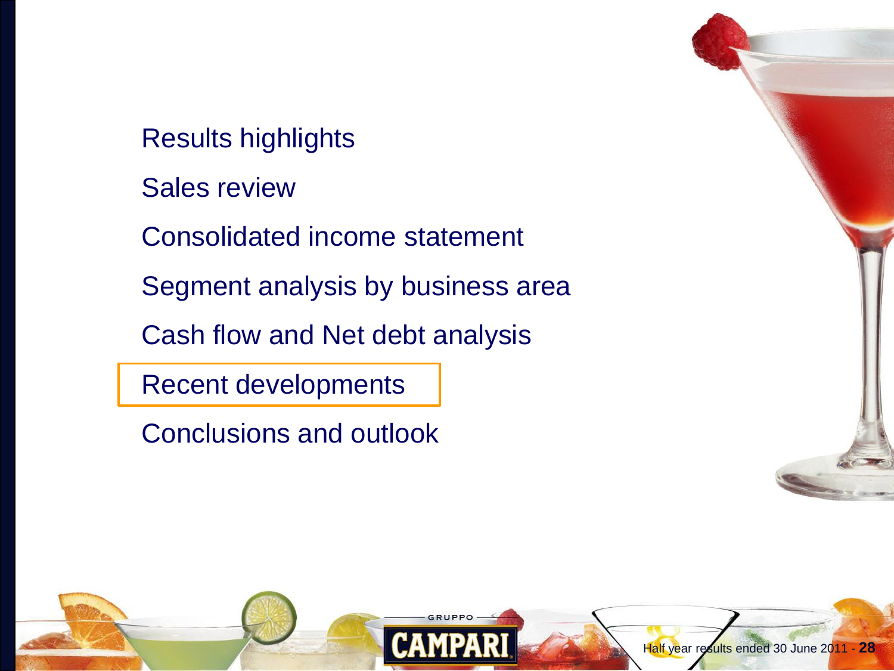- Results highlights
- Sales review
- Consolidated income statement
- Segment analysis by business area
- Cash flow and Net debt analysis
- **Recent developments**
- Conclusions and outlook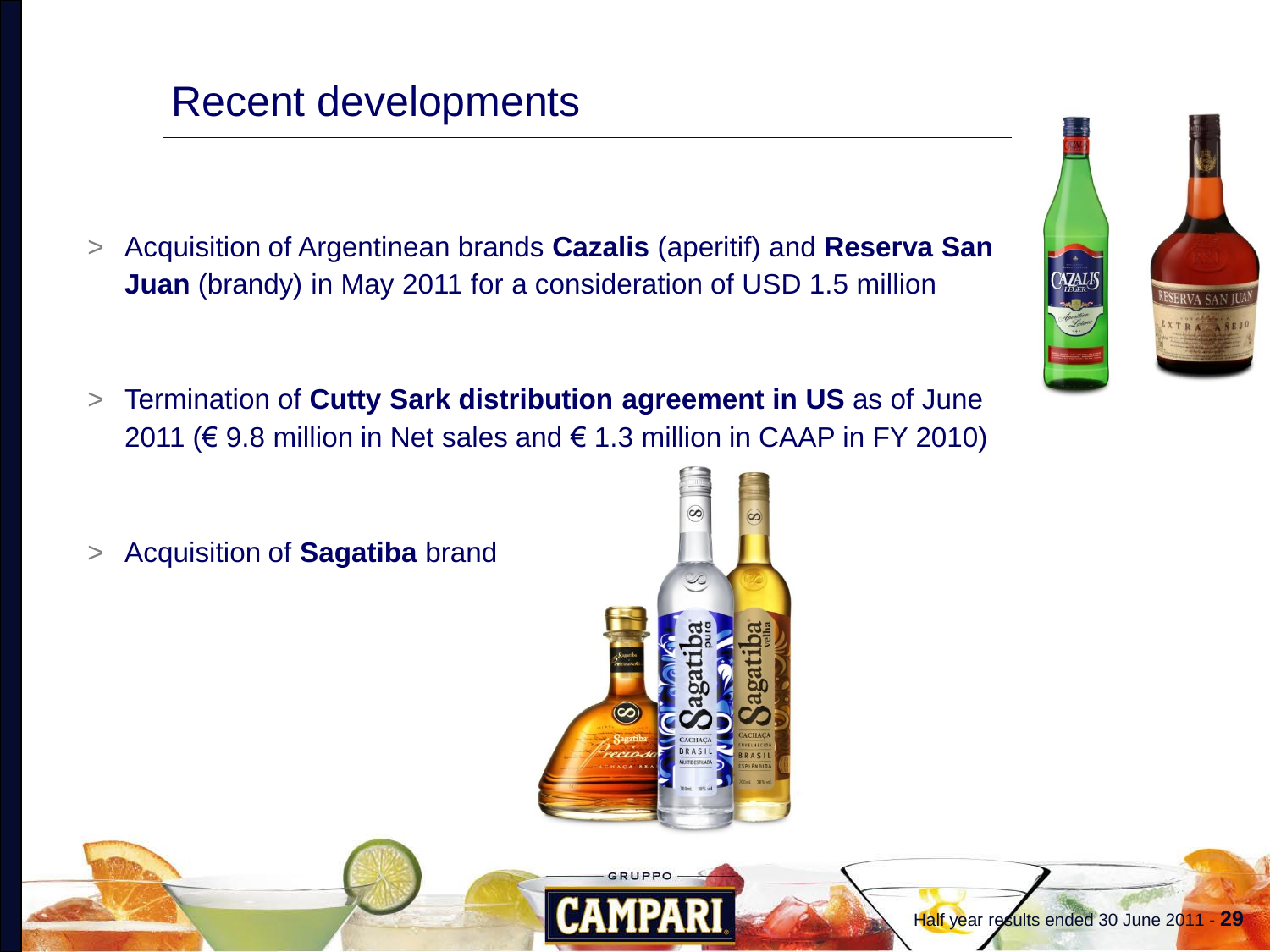# Recent developments

- Acquisition of Argentinean brands **Cazalis** (aperitif) and **Reserva San Juan** (brandy) in May 2011 for a consideration of USD 1.5 million
- Termination of **Cutty Sark distribution agreement in US** as of June 2011 (€ 9.8 million in Net sales and € 1.3 million in CAAP in FY 2010)
- Acquisition of **Sagatiba** brand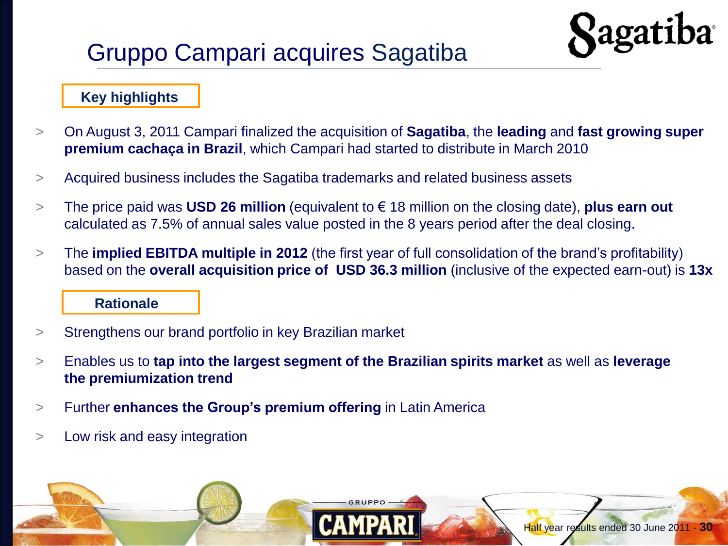# Gruppo Campari acquires Sagatiba

## Key highlights

- On August 3, 2011 Campari finalized the acquisition of **Sagatiba**, the **leading** and **fast growing super premium cachaça in Brazil**, which Campari had started to distribute in March 2010
- Acquired business includes the Sagatiba trademarks and related business assets
- The price paid was **USD 26 million** (equivalent to € 18 million on the closing date), **plus earn out** calculated as 7.5% of annual sales value posted in the 8 years period after the deal closing.
- The **implied EBITDA multiple in 2012** (the first year of full consolidation of the brand's profitability) based on the **overall acquisition price of USD 36.3 million** (inclusive of the expected earn-out) is **13x**

## Rationale

- Strengthens our brand portfolio in key Brazilian market
- Enables us to **tap into the largest segment of the Brazilian spirits market** as well as **leverage the premiumization trend**
- Further **enhances the Group's premium offering** in Latin America
- Low risk and easy integration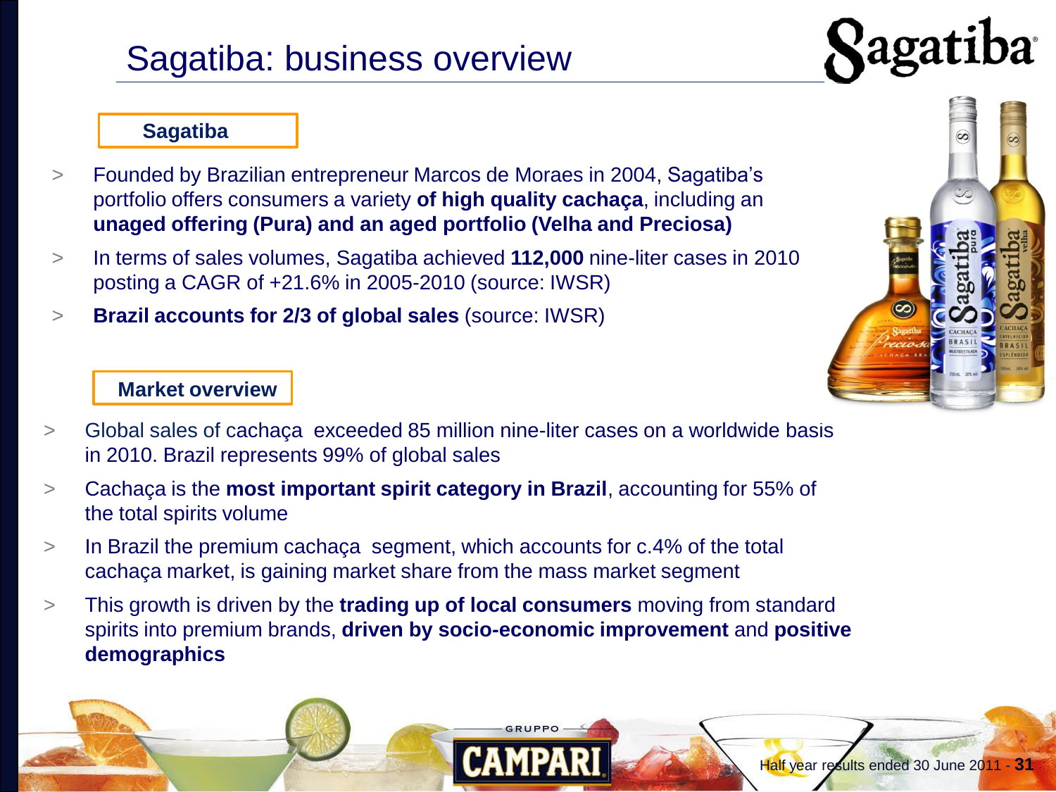# Sagatiba: business overview

## Sagatiba

- Founded by Brazilian entrepreneur Marcos de Moraes in 2004, Sagatiba's portfolio offers consumers a variety **of high quality cachaça**, including an **unaged offering (Pura) and an aged portfolio (Velha and Preciosa)**
- In terms of sales volumes, Sagatiba achieved **112,000** nine-liter cases in 2010 posting a CAGR of +21.6% in 2005-2010 (source: IWSR)
- **Brazil accounts for 2/3 of global sales** (source: IWSR)

## Market overview

- Global sales of cachaça exceeded 85 million nine-liter cases on a worldwide basis in 2010. Brazil represents 99% of global sales
- Cachaça is the **most important spirit category in Brazil**, accounting for 55% of the total spirits volume
- In Brazil the premium cachaça segment, which accounts for c.4% of the total cachaça market, is gaining market share from the mass market segment
- This growth is driven by the **trading up of local consumers** moving from standard spirits into premium brands, **driven by socio-economic improvement** and **positive demographics**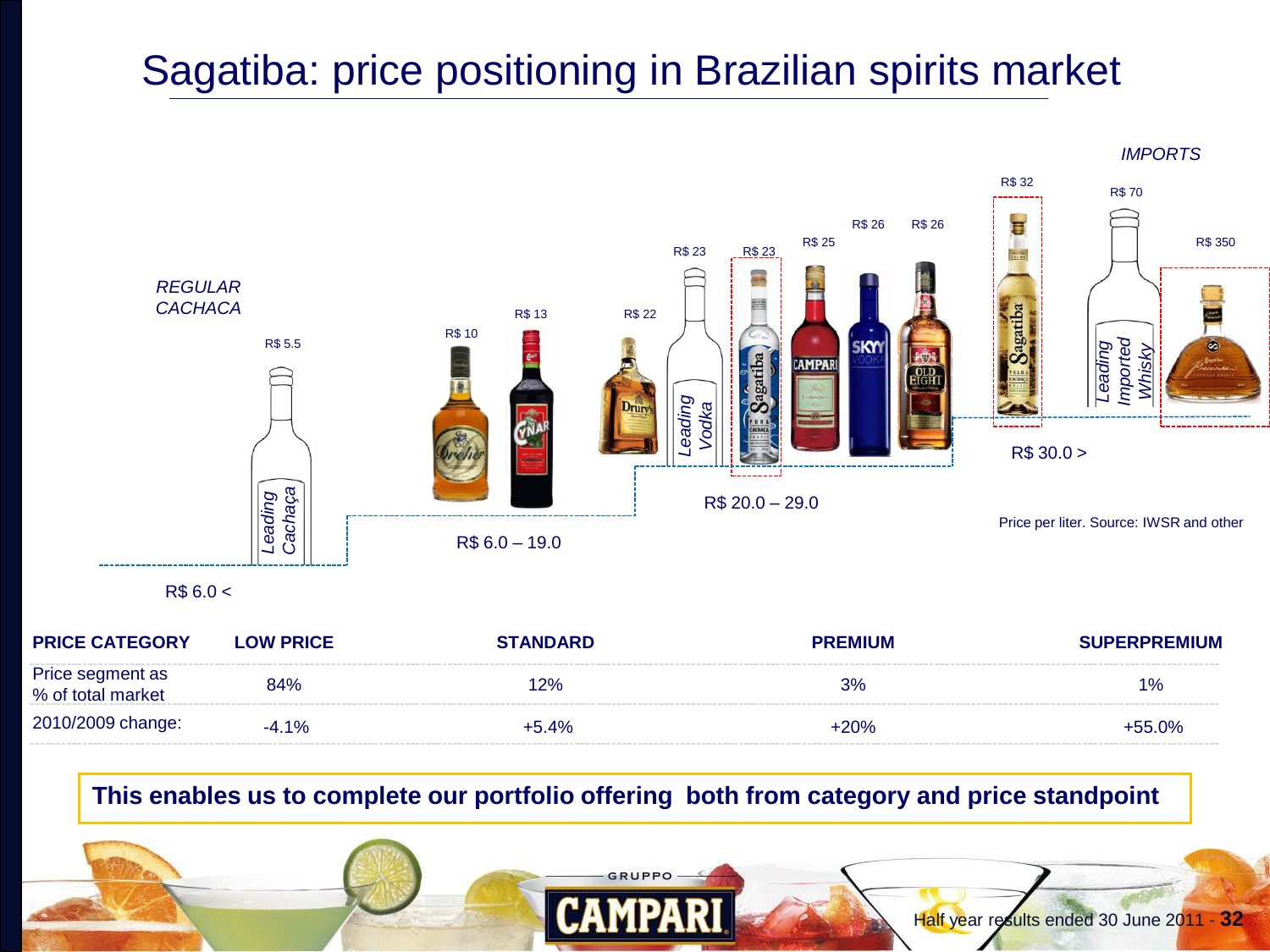# Sagatiba: price positioning in Brazilian spirits market

*REGULAR CACHACA*

*IMPORTS*

R$ 5.5 — *Leading Cachaça*

R$ 10 · R$ 13 · R$ 22 · R$ 23 — *Leading Vodka* · R$ 23 · R$ 25 · R$ 26 · R$ 26

R$ 32 · R$ 70 — *Leading Imported Whisky* · R$ 350

R$ 6.0 <

R$ 6.0 – 19.0

R$ 20.0 – 29.0

R$ 30.0 >

Price per liter. Source: IWSR and other

| PRICE CATEGORY | LOW PRICE | STANDARD | PREMIUM | SUPERPREMIUM |
|---|---|---|---|---|
| Price segment as % of total market | 84% | 12% | 3% | 1% |
| 2010/2009 change: | -4.1% | +5.4% | +20% | +55.0% |

**This enables us to complete our portfolio offering both from category and price standpoint**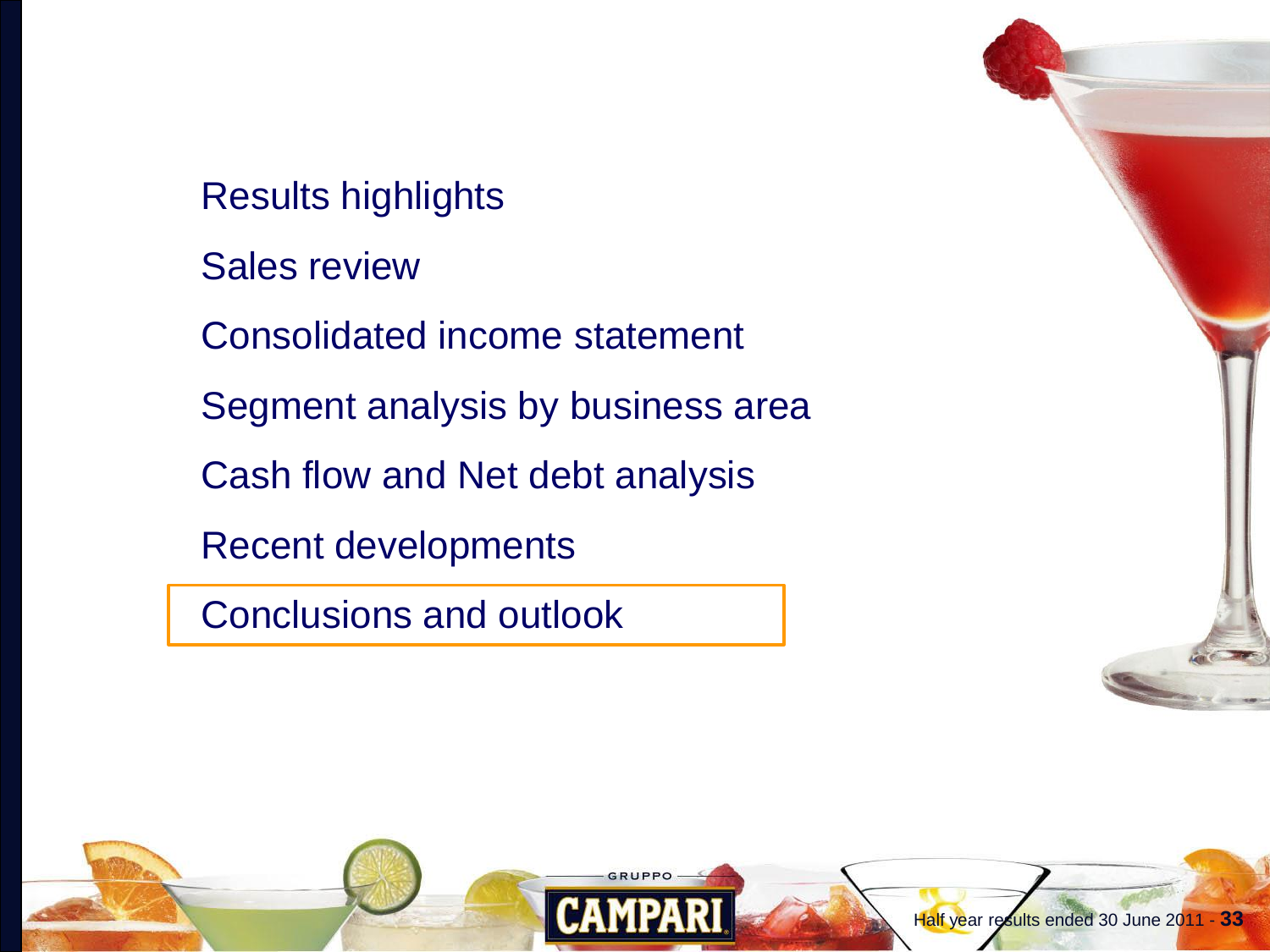- Results highlights
- Sales review
- Consolidated income statement
- Segment analysis by business area
- Cash flow and Net debt analysis
- Recent developments
- **Conclusions and outlook**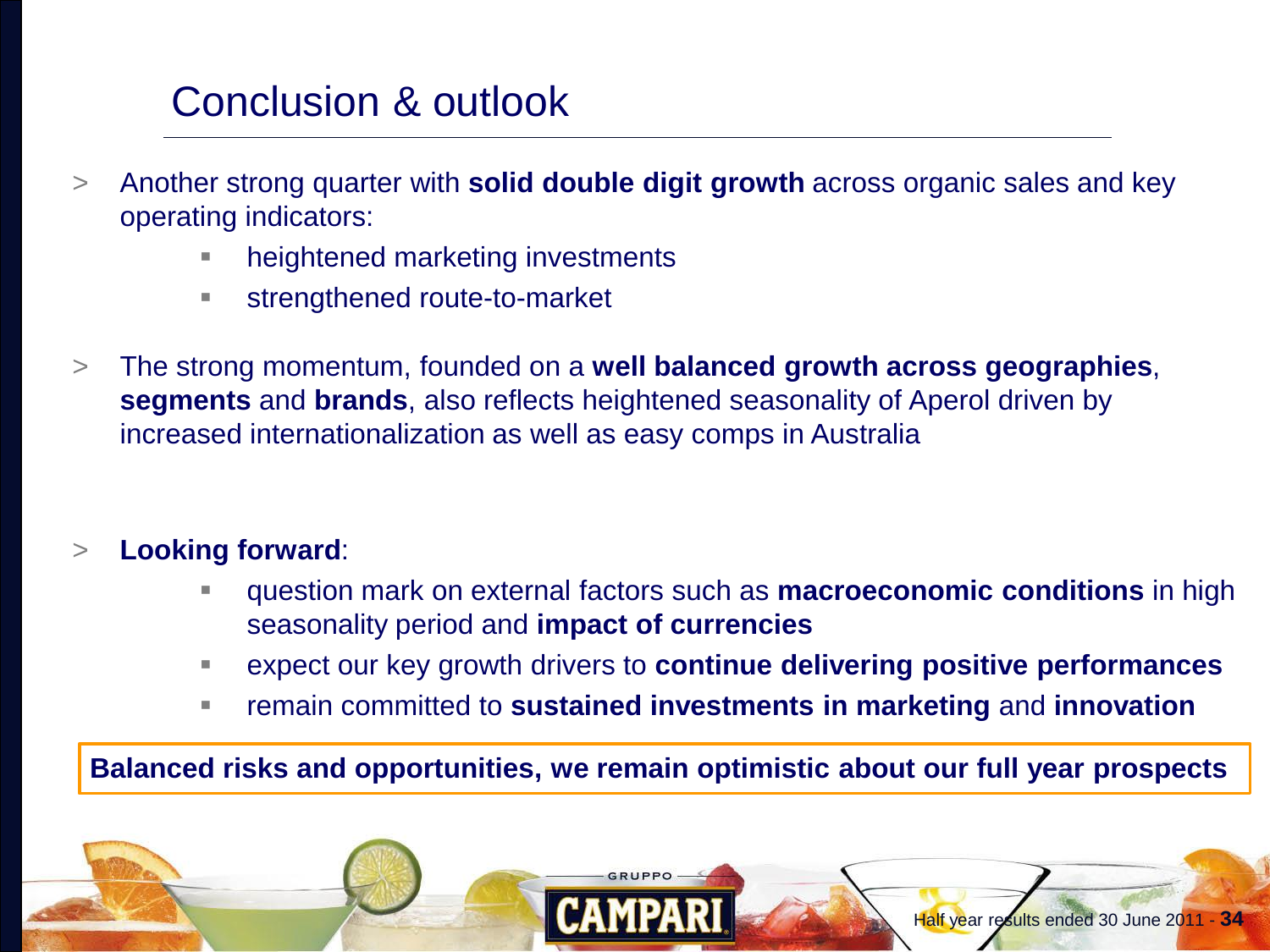# Conclusion & outlook

- Another strong quarter with **solid double digit growth** across organic sales and key operating indicators:
  - heightened marketing investments
  - strengthened route-to-market
- The strong momentum, founded on a **well balanced growth across geographies**, **segments** and **brands**, also reflects heightened seasonality of Aperol driven by increased internationalization as well as easy comps in Australia
- **Looking forward**:
  - question mark on external factors such as **macroeconomic conditions** in high seasonality period and **impact of currencies**
  - expect our key growth drivers to **continue delivering positive performances**
  - remain committed to **sustained investments in marketing** and **innovation**

**Balanced risks and opportunities, we remain optimistic about our full year prospects**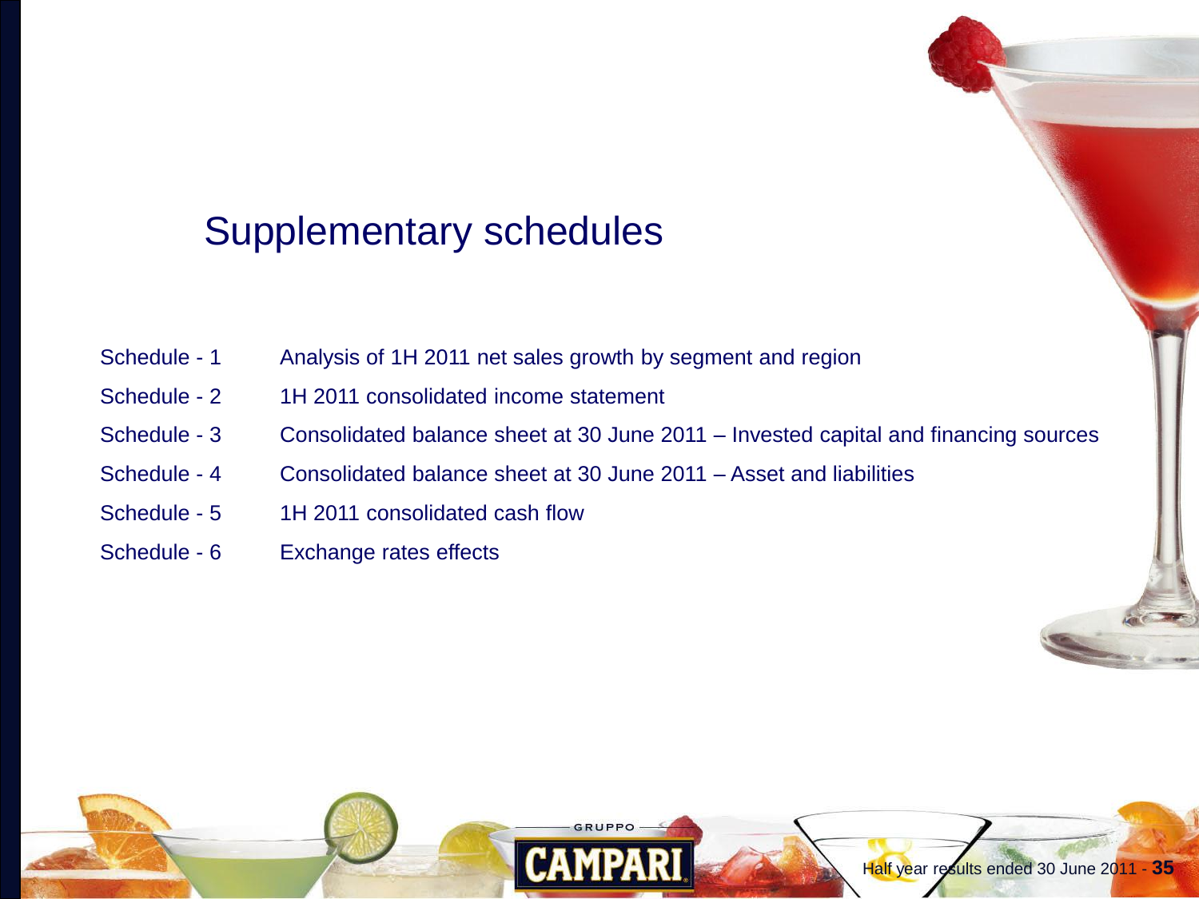# Supplementary schedules

| | |
|---|---|
| Schedule - 1 | Analysis of 1H 2011 net sales growth by segment and region |
| Schedule - 2 | 1H 2011 consolidated income statement |
| Schedule - 3 | Consolidated balance sheet at 30 June 2011 – Invested capital and financing sources |
| Schedule - 4 | Consolidated balance sheet at 30 June 2011 – Asset and liabilities |
| Schedule - 5 | 1H 2011 consolidated cash flow |
| Schedule - 6 | Exchange rates effects |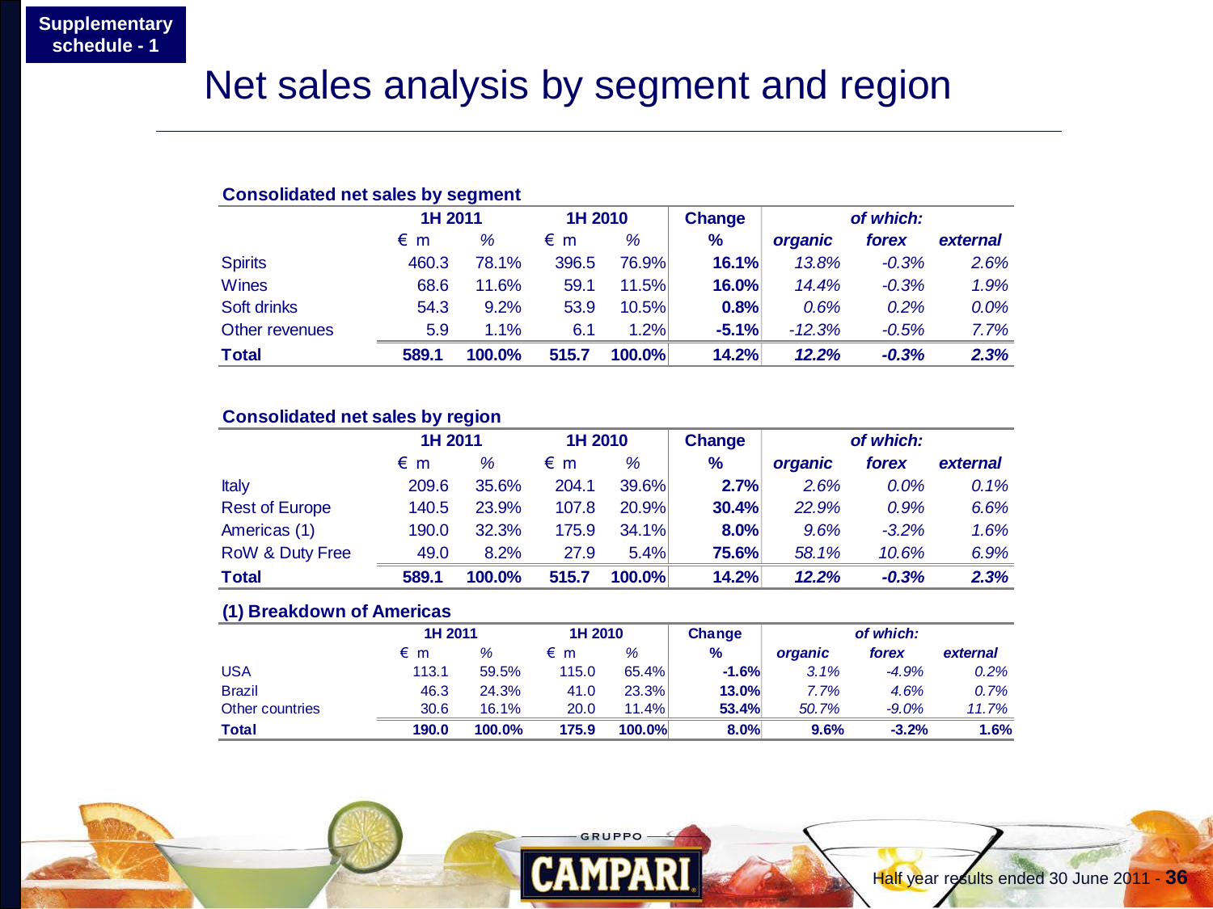Supplementary schedule - 1

# Net sales analysis by segment and region

**Consolidated net sales by segment**

| | 1H 2011 | | 1H 2010 | | Change | of which: | | |
|---|---|---|---|---|---|---|---|---|
| | € m | % | € m | % | % | *organic* | *forex* | *external* |
| Spirits | 460.3 | 78.1% | 396.5 | 76.9% | **16.1%** | *13.8%* | *-0.3%* | *2.6%* |
| Wines | 68.6 | 11.6% | 59.1 | 11.5% | **16.0%** | *14.4%* | *-0.3%* | *1.9%* |
| Soft drinks | 54.3 | 9.2% | 53.9 | 10.5% | **0.8%** | *0.6%* | *0.2%* | *0.0%* |
| Other revenues | 5.9 | 1.1% | 6.1 | 1.2% | **-5.1%** | *-12.3%* | *-0.5%* | *7.7%* |
| **Total** | **589.1** | **100.0%** | **515.7** | **100.0%** | **14.2%** | ***12.2%*** | ***-0.3%*** | ***2.3%*** |

**Consolidated net sales by region**

| | 1H 2011 | | 1H 2010 | | Change | of which: | | |
|---|---|---|---|---|---|---|---|---|
| | € m | % | € m | % | % | *organic* | *forex* | *external* |
| Italy | 209.6 | 35.6% | 204.1 | 39.6% | **2.7%** | *2.6%* | *0.0%* | *0.1%* |
| Rest of Europe | 140.5 | 23.9% | 107.8 | 20.9% | **30.4%** | *22.9%* | *0.9%* | *6.6%* |
| Americas (1) | 190.0 | 32.3% | 175.9 | 34.1% | **8.0%** | *9.6%* | *-3.2%* | *1.6%* |
| RoW & Duty Free | 49.0 | 8.2% | 27.9 | 5.4% | **75.6%** | *58.1%* | *10.6%* | *6.9%* |
| **Total** | **589.1** | **100.0%** | **515.7** | **100.0%** | **14.2%** | ***12.2%*** | ***-0.3%*** | ***2.3%*** |

**(1) Breakdown of Americas**

| | 1H 2011 | | 1H 2010 | | Change | of which: | | |
|---|---|---|---|---|---|---|---|---|
| | € m | % | € m | % | % | *organic* | *forex* | *external* |
| USA | 113.1 | 59.5% | 115.0 | 65.4% | **-1.6%** | *3.1%* | *-4.9%* | *0.2%* |
| Brazil | 46.3 | 24.3% | 41.0 | 23.3% | **13.0%** | *7.7%* | *4.6%* | *0.7%* |
| Other countries | 30.6 | 16.1% | 20.0 | 11.4% | **53.4%** | *50.7%* | *-9.0%* | *11.7%* |
| **Total** | **190.0** | **100.0%** | **175.9** | **100.0%** | **8.0%** | **9.6%** | **-3.2%** | **1.6%** |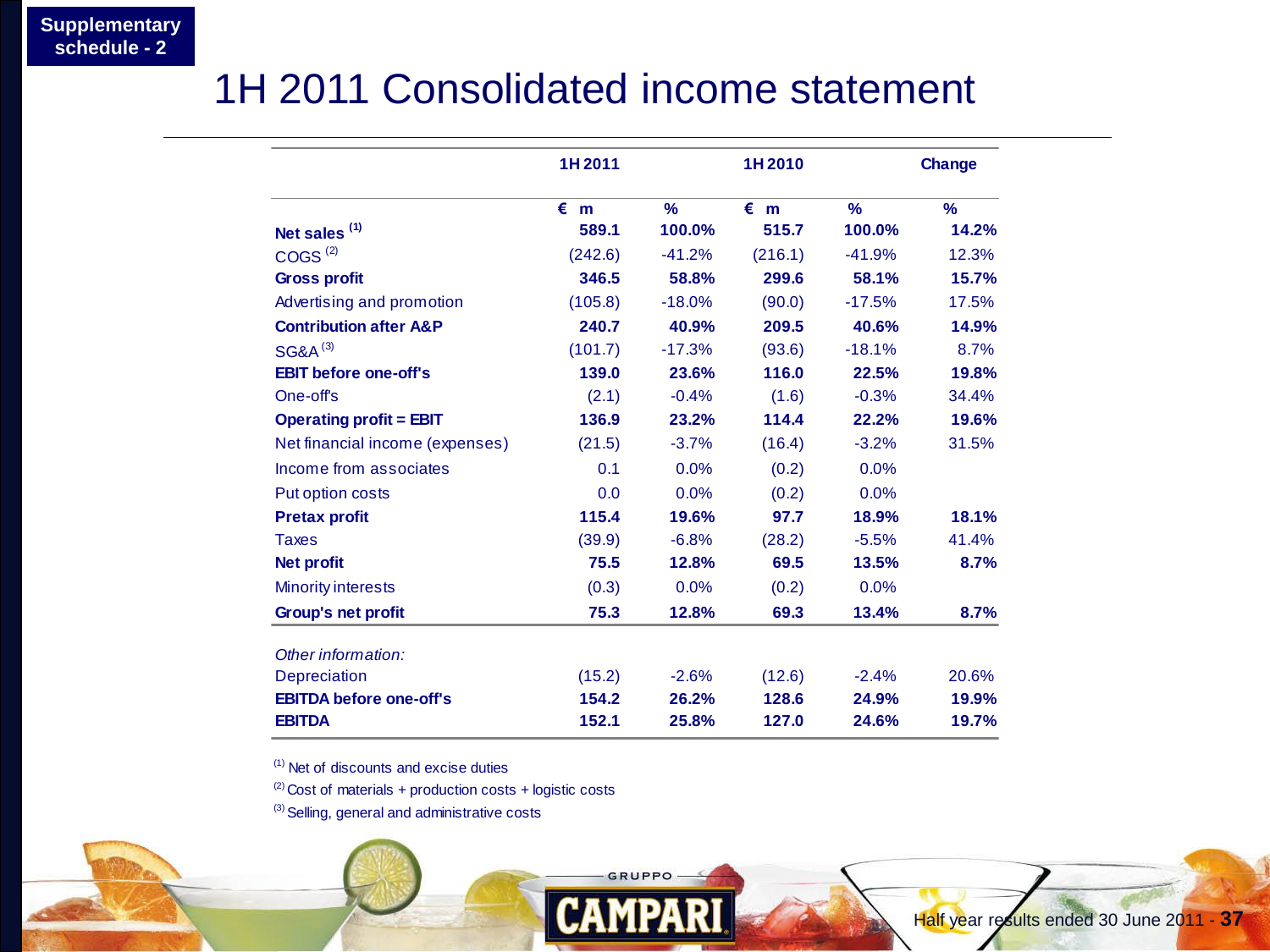Supplementary schedule - 2

# 1H 2011 Consolidated income statement

| | 1H 2011 | | 1H 2010 | | Change |
|---|---|---|---|---|---|
| | € m | % | € m | % | % |
| **Net sales** [1] | **589.1** | **100.0%** | **515.7** | **100.0%** | **14.2%** |
| COGS [2] | (242.6) | -41.2% | (216.1) | -41.9% | 12.3% |
| **Gross profit** | **346.5** | **58.8%** | **299.6** | **58.1%** | **15.7%** |
| Advertising and promotion | (105.8) | -18.0% | (90.0) | -17.5% | 17.5% |
| **Contribution after A&P** | **240.7** | **40.9%** | **209.5** | **40.6%** | **14.9%** |
| SG&A [3] | (101.7) | -17.3% | (93.6) | -18.1% | 8.7% |
| **EBIT before one-off's** | **139.0** | **23.6%** | **116.0** | **22.5%** | **19.8%** |
| One-off's | (2.1) | -0.4% | (1.6) | -0.3% | 34.4% |
| **Operating profit = EBIT** | **136.9** | **23.2%** | **114.4** | **22.2%** | **19.6%** |
| Net financial income (expenses) | (21.5) | -3.7% | (16.4) | -3.2% | 31.5% |
| Income from associates | 0.1 | 0.0% | (0.2) | 0.0% | |
| Put option costs | 0.0 | 0.0% | (0.2) | 0.0% | |
| **Pretax profit** | **115.4** | **19.6%** | **97.7** | **18.9%** | **18.1%** |
| Taxes | (39.9) | -6.8% | (28.2) | -5.5% | 41.4% |
| **Net profit** | **75.5** | **12.8%** | **69.5** | **13.5%** | **8.7%** |
| Minority interests | (0.3) | 0.0% | (0.2) | 0.0% | |
| **Group's net profit** | **75.3** | **12.8%** | **69.3** | **13.4%** | **8.7%** |
| *Other information:* | | | | | |
| Depreciation | (15.2) | -2.6% | (12.6) | -2.4% | 20.6% |
| **EBITDA before one-off's** | **154.2** | **26.2%** | **128.6** | **24.9%** | **19.9%** |
| **EBITDA** | **152.1** | **25.8%** | **127.0** | **24.6%** | **19.7%** |

[1] Net of discounts and excise duties

[2] Cost of materials + production costs + logistic costs

[3] Selling, general and administrative costs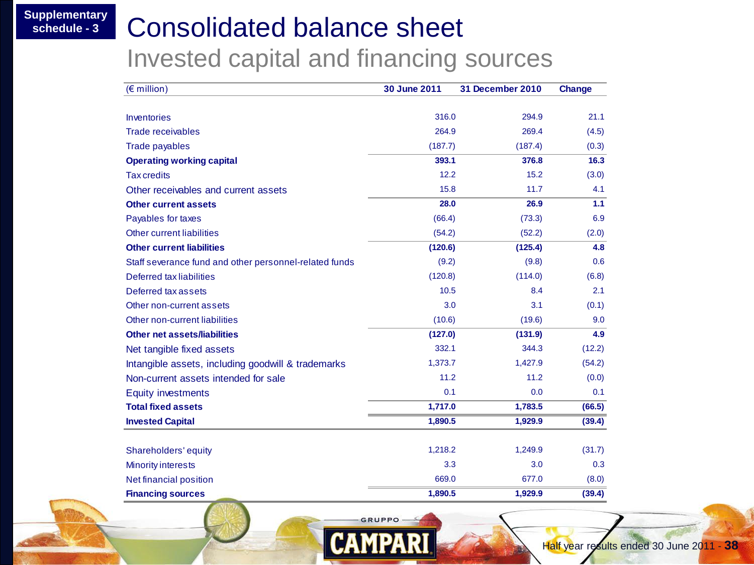Supplementary schedule - 3

# Consolidated balance sheet

## Invested capital and financing sources

| (€ million) | 30 June 2011 | 31 December 2010 | Change |
|---|---|---|---|
| Inventories | 316.0 | 294.9 | 21.1 |
| Trade receivables | 264.9 | 269.4 | (4.5) |
| Trade payables | (187.7) | (187.4) | (0.3) |
| **Operating working capital** | **393.1** | **376.8** | **16.3** |
| Tax credits | 12.2 | 15.2 | (3.0) |
| Other receivables and current assets | 15.8 | 11.7 | 4.1 |
| **Other current assets** | **28.0** | **26.9** | **1.1** |
| Payables for taxes | (66.4) | (73.3) | 6.9 |
| Other current liabilities | (54.2) | (52.2) | (2.0) |
| **Other current liabilities** | **(120.6)** | **(125.4)** | **4.8** |
| Staff severance fund and other personnel-related funds | (9.2) | (9.8) | 0.6 |
| Deferred tax liabilities | (120.8) | (114.0) | (6.8) |
| Deferred tax assets | 10.5 | 8.4 | 2.1 |
| Other non-current assets | 3.0 | 3.1 | (0.1) |
| Other non-current liabilities | (10.6) | (19.6) | 9.0 |
| **Other net assets/liabilities** | **(127.0)** | **(131.9)** | **4.9** |
| Net tangible fixed assets | 332.1 | 344.3 | (12.2) |
| Intangible assets, including goodwill & trademarks | 1,373.7 | 1,427.9 | (54.2) |
| Non-current assets intended for sale | 11.2 | 11.2 | (0.0) |
| Equity investments | 0.1 | 0.0 | 0.1 |
| **Total fixed assets** | **1,717.0** | **1,783.5** | **(66.5)** |
| **Invested Capital** | **1,890.5** | **1,929.9** | **(39.4)** |
| | | | |
| Shareholders' equity | 1,218.2 | 1,249.9 | (31.7) |
| Minority interests | 3.3 | 3.0 | 0.3 |
| Net financial position | 669.0 | 677.0 | (8.0) |
| **Financing sources** | **1,890.5** | **1,929.9** | **(39.4)** |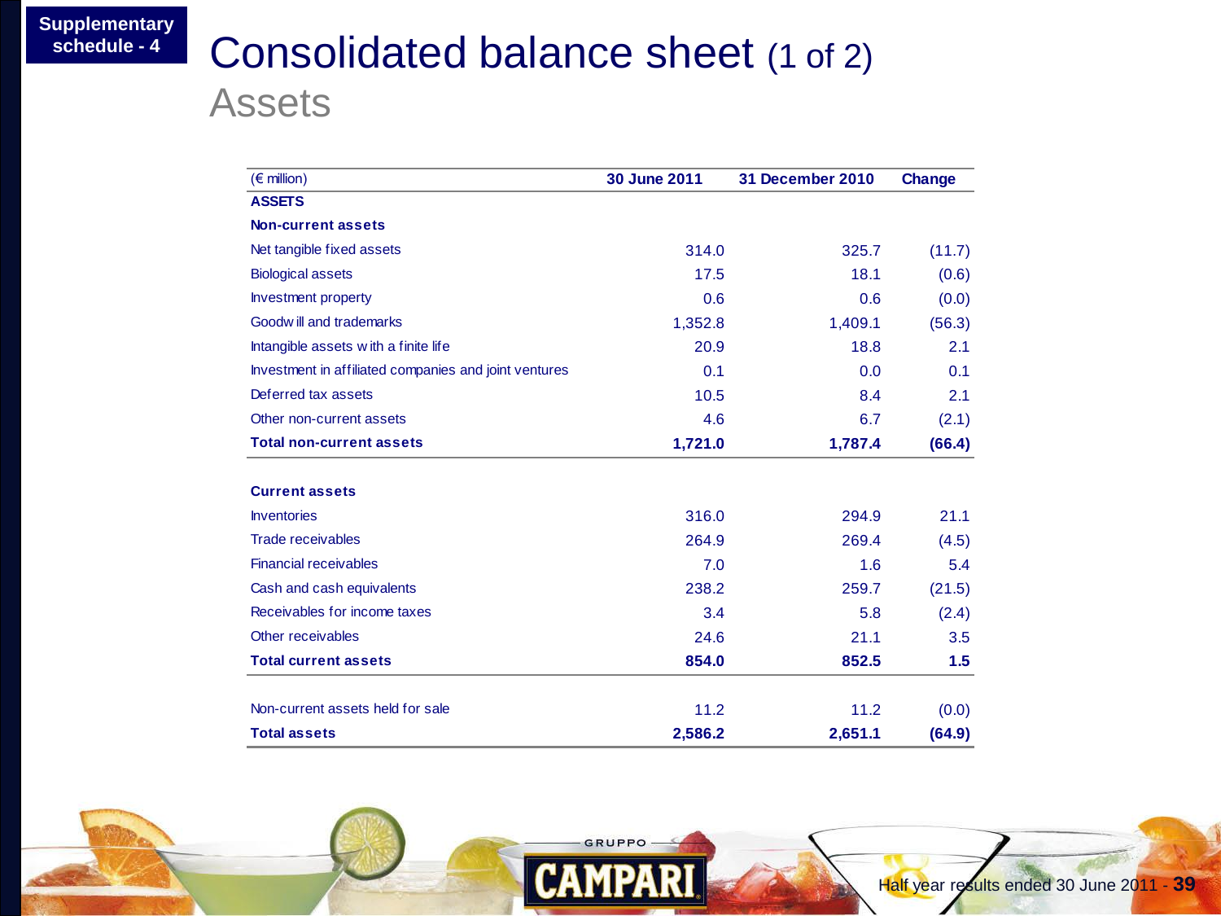Supplementary schedule - 4

# Consolidated balance sheet (1 of 2)

## Assets

| (€ million) | 30 June 2011 | 31 December 2010 | Change |
|---|---|---|---|
| **ASSETS** | | | |
| **Non-current assets** | | | |
| Net tangible fixed assets | 314.0 | 325.7 | (11.7) |
| Biological assets | 17.5 | 18.1 | (0.6) |
| Investment property | 0.6 | 0.6 | (0.0) |
| Goodwill and trademarks | 1,352.8 | 1,409.1 | (56.3) |
| Intangible assets with a finite life | 20.9 | 18.8 | 2.1 |
| Investment in affiliated companies and joint ventures | 0.1 | 0.0 | 0.1 |
| Deferred tax assets | 10.5 | 8.4 | 2.1 |
| Other non-current assets | 4.6 | 6.7 | (2.1) |
| **Total non-current assets** | **1,721.0** | **1,787.4** | **(66.4)** |
| **Current assets** | | | |
| Inventories | 316.0 | 294.9 | 21.1 |
| Trade receivables | 264.9 | 269.4 | (4.5) |
| Financial receivables | 7.0 | 1.6 | 5.4 |
| Cash and cash equivalents | 238.2 | 259.7 | (21.5) |
| Receivables for income taxes | 3.4 | 5.8 | (2.4) |
| Other receivables | 24.6 | 21.1 | 3.5 |
| **Total current assets** | **854.0** | **852.5** | **1.5** |
| Non-current assets held for sale | 11.2 | 11.2 | (0.0) |
| **Total assets** | **2,586.2** | **2,651.1** | **(64.9)** |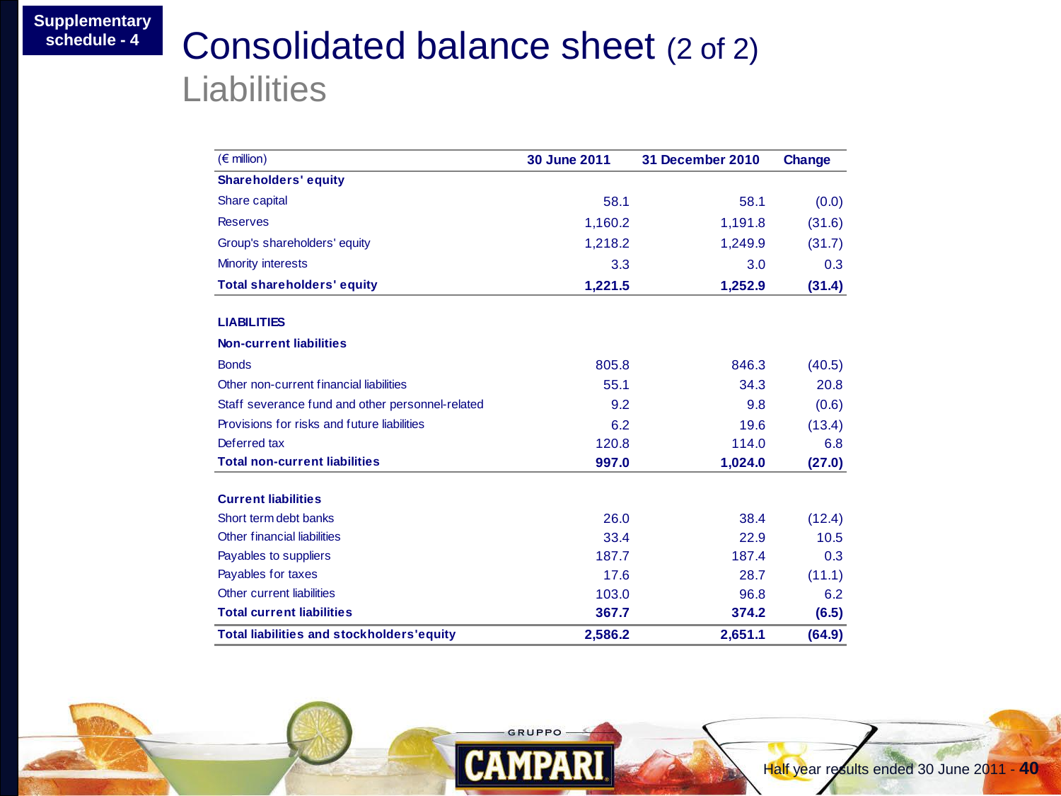Supplementary schedule - 4

# Consolidated balance sheet (2 of 2)

## Liabilities

| (€ million) | 30 June 2011 | 31 December 2010 | Change |
|---|---|---|---|
| **Shareholders' equity** | | | |
| Share capital | 58.1 | 58.1 | (0.0) |
| Reserves | 1,160.2 | 1,191.8 | (31.6) |
| Group's shareholders' equity | 1,218.2 | 1,249.9 | (31.7) |
| Minority interests | 3.3 | 3.0 | 0.3 |
| **Total shareholders' equity** | **1,221.5** | **1,252.9** | **(31.4)** |
| | | | |
| **LIABILITIES** | | | |
| **Non-current liabilities** | | | |
| Bonds | 805.8 | 846.3 | (40.5) |
| Other non-current financial liabilities | 55.1 | 34.3 | 20.8 |
| Staff severance fund and other personnel-related | 9.2 | 9.8 | (0.6) |
| Provisions for risks and future liabilities | 6.2 | 19.6 | (13.4) |
| Deferred tax | 120.8 | 114.0 | 6.8 |
| **Total non-current liabilities** | **997.0** | **1,024.0** | **(27.0)** |
| | | | |
| **Current liabilities** | | | |
| Short term debt banks | 26.0 | 38.4 | (12.4) |
| Other financial liabilities | 33.4 | 22.9 | 10.5 |
| Payables to suppliers | 187.7 | 187.4 | 0.3 |
| Payables for taxes | 17.6 | 28.7 | (11.1) |
| Other current liabilities | 103.0 | 96.8 | 6.2 |
| **Total current liabilities** | **367.7** | **374.2** | **(6.5)** |
| **Total liabilities and stockholders'equity** | **2,586.2** | **2,651.1** | **(64.9)** |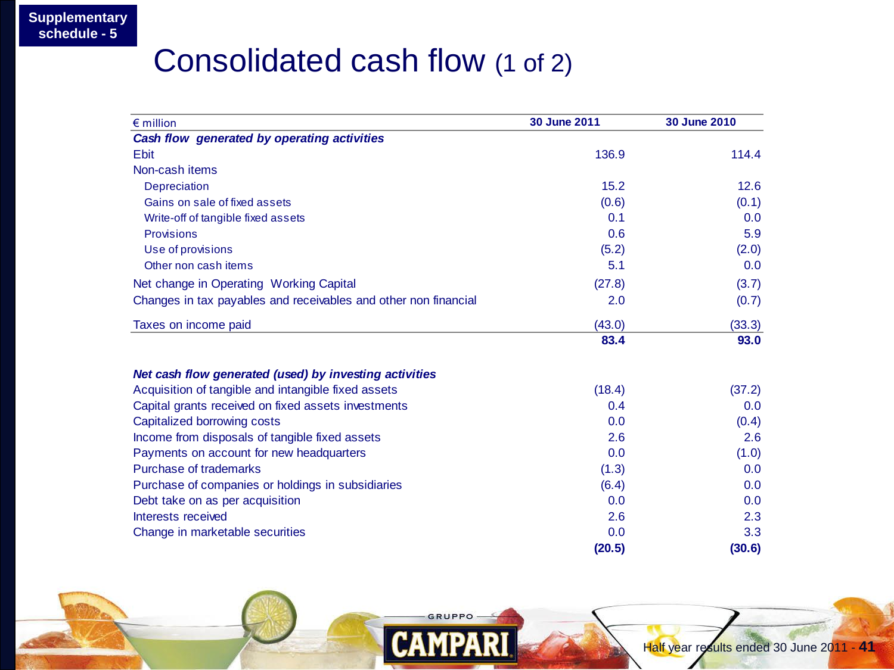Supplementary schedule - 5

# Consolidated cash flow (1 of 2)

| € million | 30 June 2011 | 30 June 2010 |
|---|---|---|
| ***Cash flow generated by operating activities*** | | |
| Ebit | 136.9 | 114.4 |
| Non-cash items | | |
| Depreciation | 15.2 | 12.6 |
| Gains on sale of fixed assets | (0.6) | (0.1) |
| Write-off of tangible fixed assets | 0.1 | 0.0 |
| Provisions | 0.6 | 5.9 |
| Use of provisions | (5.2) | (2.0) |
| Other non cash items | 5.1 | 0.0 |
| Net change in Operating Working Capital | (27.8) | (3.7) |
| Changes in tax payables and receivables and other non financial | 2.0 | (0.7) |
| Taxes on income paid | (43.0) | (33.3) |
| | **83.4** | **93.0** |
| ***Net cash flow generated (used) by investing activities*** | | |
| Acquisition of tangible and intangible fixed assets | (18.4) | (37.2) |
| Capital grants received on fixed assets investments | 0.4 | 0.0 |
| Capitalized borrowing costs | 0.0 | (0.4) |
| Income from disposals of tangible fixed assets | 2.6 | 2.6 |
| Payments on account for new headquarters | 0.0 | (1.0) |
| Purchase of trademarks | (1.3) | 0.0 |
| Purchase of companies or holdings in subsidiaries | (6.4) | 0.0 |
| Debt take on as per acquisition | 0.0 | 0.0 |
| Interests received | 2.6 | 2.3 |
| Change in marketable securities | 0.0 | 3.3 |
| | **(20.5)** | **(30.6)** |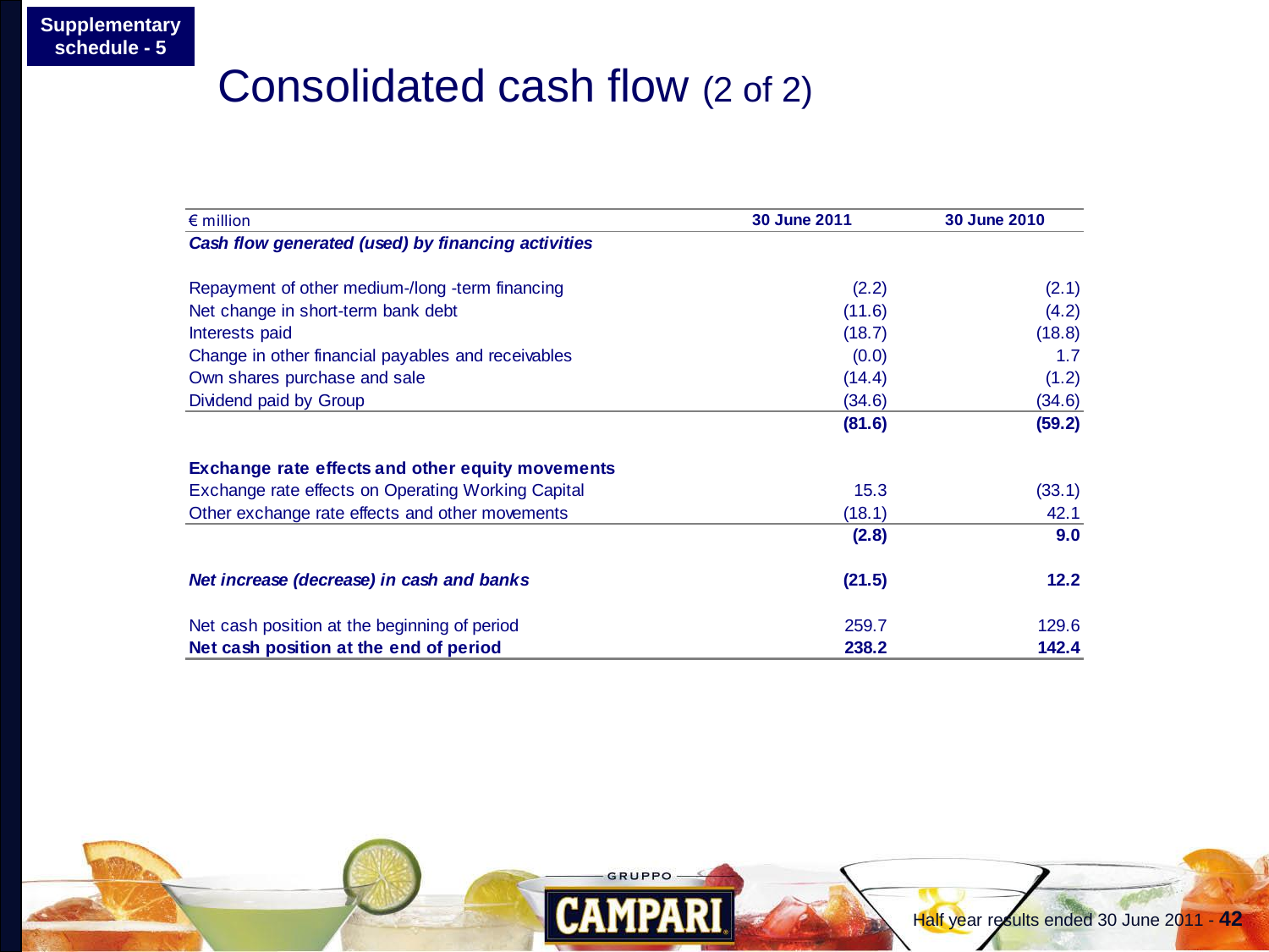Supplementary schedule - 5

# Consolidated cash flow (2 of 2)

| € million | 30 June 2011 | 30 June 2010 |
|---|---|---|
| ***Cash flow generated (used) by financing activities*** | | |
| Repayment of other medium-/long -term financing | (2.2) | (2.1) |
| Net change in short-term bank debt | (11.6) | (4.2) |
| Interests paid | (18.7) | (18.8) |
| Change in other financial payables and receivables | (0.0) | 1.7 |
| Own shares purchase and sale | (14.4) | (1.2) |
| Dividend paid by Group | (34.6) | (34.6) |
| | **(81.6)** | **(59.2)** |
| **Exchange rate effects and other equity movements** | | |
| Exchange rate effects on Operating Working Capital | 15.3 | (33.1) |
| Other exchange rate effects and other movements | (18.1) | 42.1 |
| | **(2.8)** | **9.0** |
| ***Net increase (decrease) in cash and banks*** | **(21.5)** | **12.2** |
| Net cash position at the beginning of period | 259.7 | 129.6 |
| **Net cash position at the end of period** | **238.2** | **142.4** |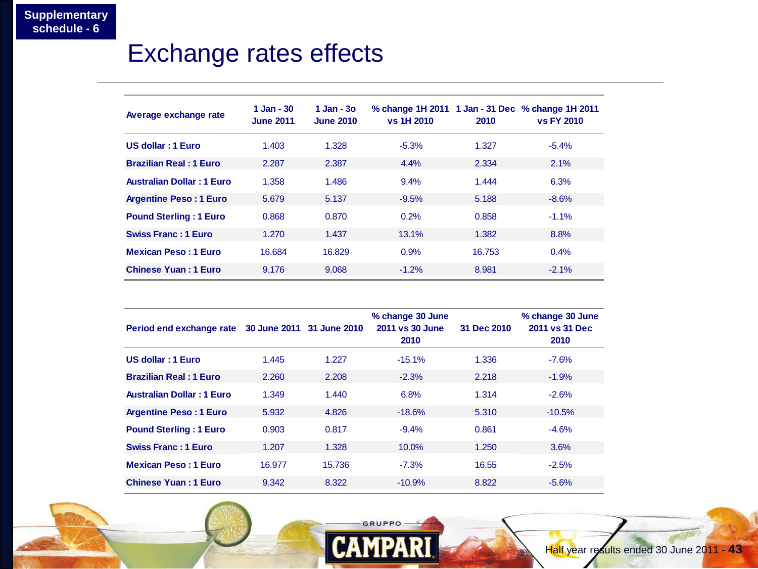Supplementary schedule - 6

# Exchange rates effects

| Average exchange rate | 1 Jan - 30 June 2011 | 1 Jan - 3o June 2010 | % change 1H 2011 vs 1H 2010 | 1 Jan - 31 Dec 2010 | % change 1H 2011 vs FY 2010 |
|---|---|---|---|---|---|
| **US dollar : 1 Euro** | 1.403 | 1.328 | -5.3% | 1.327 | -5.4% |
| **Brazilian Real : 1 Euro** | 2.287 | 2.387 | 4.4% | 2.334 | 2.1% |
| **Australian Dollar : 1 Euro** | 1.358 | 1.486 | 9.4% | 1.444 | 6.3% |
| **Argentine Peso : 1 Euro** | 5.679 | 5.137 | -9.5% | 5.188 | -8.6% |
| **Pound Sterling : 1 Euro** | 0.868 | 0.870 | 0.2% | 0.858 | -1.1% |
| **Swiss Franc : 1 Euro** | 1.270 | 1.437 | 13.1% | 1.382 | 8.8% |
| **Mexican Peso : 1 Euro** | 16.684 | 16.829 | 0.9% | 16.753 | 0.4% |
| **Chinese Yuan : 1 Euro** | 9.176 | 9.068 | -1.2% | 8.981 | -2.1% |

| Period end exchange rate | 30 June 2011 | 31 June 2010 | % change 30 June 2011 vs 30 June 2010 | 31 Dec 2010 | % change 30 June 2011 vs 31 Dec 2010 |
|---|---|---|---|---|---|
| **US dollar : 1 Euro** | 1.445 | 1.227 | -15.1% | 1.336 | -7.6% |
| **Brazilian Real : 1 Euro** | 2.260 | 2.208 | -2.3% | 2.218 | -1.9% |
| **Australian Dollar : 1 Euro** | 1.349 | 1.440 | 6.8% | 1.314 | -2.6% |
| **Argentine Peso : 1 Euro** | 5.932 | 4.826 | -18.6% | 5.310 | -10.5% |
| **Pound Sterling : 1 Euro** | 0.903 | 0.817 | -9.4% | 0.861 | -4.6% |
| **Swiss Franc : 1 Euro** | 1.207 | 1.328 | 10.0% | 1.250 | 3.6% |
| **Mexican Peso : 1 Euro** | 16.977 | 15.736 | -7.3% | 16.55 | -2.5% |
| **Chinese Yuan : 1 Euro** | 9.342 | 8.322 | -10.9% | 8.822 | -5.6% |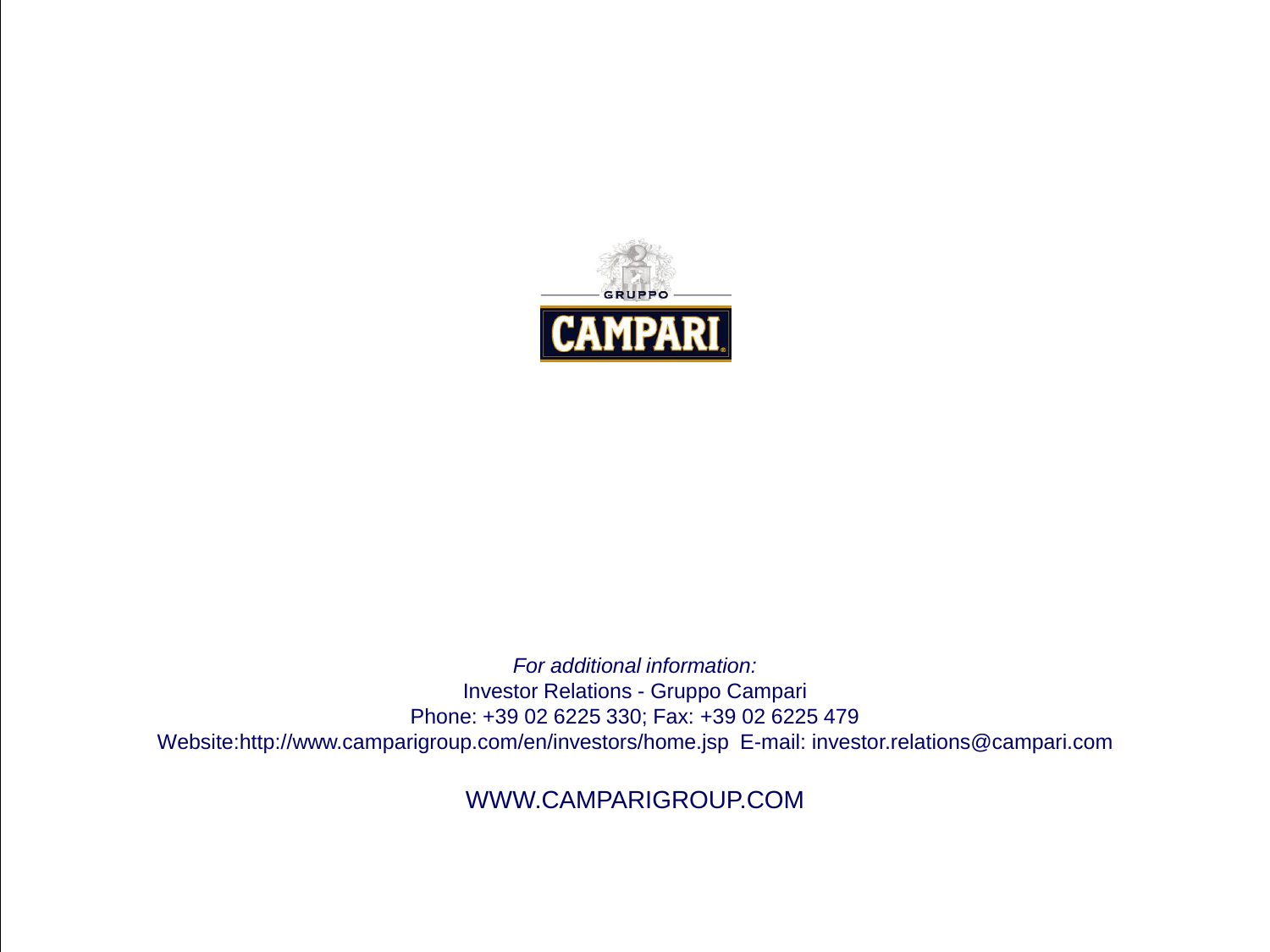GRUPPO

CAMPARI

*For additional information:*

Investor Relations - Gruppo Campari

Phone: +39 02 6225 330; Fax: +39 02 6225 479

Website:http://www.camparigroup.com/en/investors/home.jsp  E-mail: investor.relations@campari.com

WWW.CAMPARIGROUP.COM